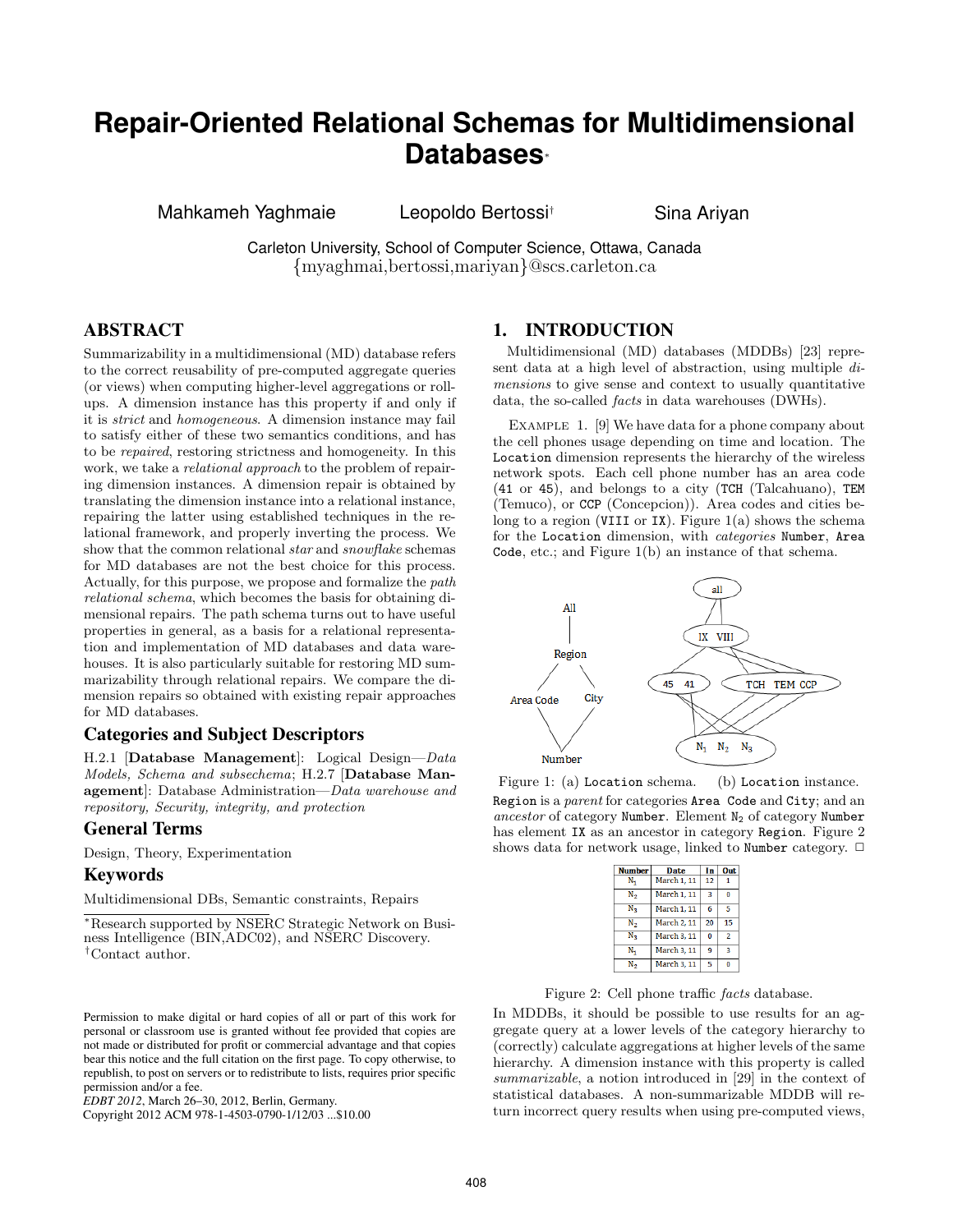# Repair-Oriented Relational Schemas for Multidimensional Databases*

Mahkameh Yaghmaie  Leopoldo Bertossi†  Sina Ariyan

Carleton University, School of Computer Science, Ottawa, Canada
{myaghmai,bertossi,mariyan}@scs.carleton.ca

## ABSTRACT

Summarizability in a multidimensional (MD) database refers to the correct reusability of pre-computed aggregate queries (or views) when computing higher-level aggregations or roll-ups. A dimension instance has this property if and only if it is *strict* and *homogeneous*. A dimension instance may fail to satisfy either of these two semantics conditions, and has to be *repaired*, restoring strictness and homogeneity. In this work, we take a *relational approach* to the problem of repairing dimension instances. A dimension repair is obtained by translating the dimension instance into a relational instance, repairing the latter using established techniques in the relational framework, and properly inverting the process. We show that the common relational *star* and *snowflake* schemas for MD databases are not the best choice for this process. Actually, for this purpose, we propose and formalize the *path relational schema*, which becomes the basis for obtaining dimensional repairs. The path schema turns out to have useful properties in general, as a basis for a relational representation and implementation of MD databases and data warehouses. It is also particularly suitable for restoring MD summarizability through relational repairs. We compare the dimension repairs so obtained with existing repair approaches for MD databases.

### Categories and Subject Descriptors

H.2.1 [**Database Management**]: Logical Design—*Data Models, Schema and subsechema*; H.2.7 [**Database Management**]: Database Administration—*Data warehouse and repository, Security, integrity, and protection*

### General Terms

Design, Theory, Experimentation

### Keywords

Multidimensional DBs, Semantic constraints, Repairs

*Research supported by NSERC Strategic Network on Business Intelligence (BIN,ADC02), and NSERC Discovery.
†Contact author.

Permission to make digital or hard copies of all or part of this work for personal or classroom use is granted without fee provided that copies are not made or distributed for profit or commercial advantage and that copies bear this notice and the full citation on the first page. To copy otherwise, to republish, to post on servers or to redistribute to lists, requires prior specific permission and/or a fee.
*EDBT 2012*, March 26–30, 2012, Berlin, Germany.
Copyright 2012 ACM 978-1-4503-0790-1/12/03 ...$10.00

## 1. INTRODUCTION

Multidimensional (MD) databases (MDDBs) [23] represent data at a high level of abstraction, using multiple *dimensions* to give sense and context to usually quantitative data, the so-called *facts* in data warehouses (DWHs).

Example 1. [9] We have data for a phone company about the cell phones usage depending on time and location. The `Location` dimension represents the hierarchy of the wireless network spots. Each cell phone number has an area code (`41` or `45`), and belongs to a city (`TCH` (Talcahuano), `TEM` (Temuco), or `CCP` (Concepcion)). Area codes and cities belong to a region (`VIII` or `IX`). Figure 1(a) shows the schema for the `Location` dimension, with *categories* `Number`, `Area Code`, etc.; and Figure 1(b) an instance of that schema.

Figure 1: (a) `Location` schema. (b) `Location` instance.

`Region` is a *parent* for categories `Area Code` and `City`; and an *ancestor* of category `Number`. Element $N_2$ of category `Number` has element `IX` as an ancestor in category `Region`. Figure 2 shows data for network usage, linked to `Number` category. □

| Number | Date | In | Out |
|---|---|---|---|
| $N_1$ | March 1, 11 | 12 | 1 |
| $N_2$ | March 1, 11 | 3 | 0 |
| $N_3$ | March 1, 11 | 6 | 5 |
| $N_2$ | March 2, 11 | 20 | 15 |
| $N_3$ | March 3, 11 | 0 | 2 |
| $N_1$ | March 3, 11 | 9 | 3 |
| $N_2$ | March 3, 11 | 5 | 0 |

Figure 2: Cell phone traffic *facts* database.

In MDDBs, it should be possible to use results for an aggregate query at a lower levels of the category hierarchy to (correctly) calculate aggregations at higher levels of the same hierarchy. A dimension instance with this property is called *summarizable*, a notion introduced in [29] in the context of statistical databases. A non-summarizable MDDB will return incorrect query results when using pre-computed views,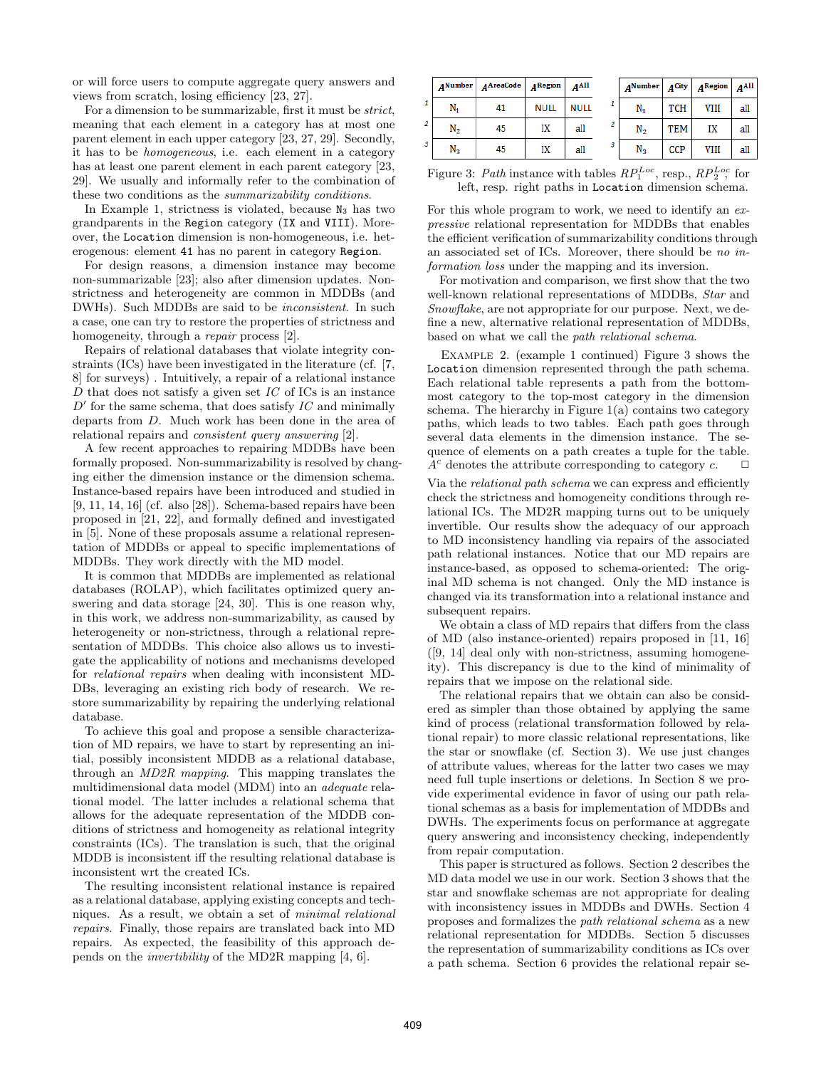or will force users to compute aggregate query answers and views from scratch, losing efficiency [23, 27].

For a dimension to be summarizable, first it must be *strict*, meaning that each element in a category has at most one parent element in each upper category [23, 27, 29]. Secondly, it has to be *homogeneous*, i.e. each element in a category has at least one parent element in each parent category [23, 29]. We usually and informally refer to the combination of these two conditions as the *summarizability conditions*.

In Example 1, strictness is violated, because $\texttt{N}_3$ has two grandparents in the `Region` category (`IX` and `VIII`). Moreover, the `Location` dimension is non-homogeneous, i.e. heterogenous: element `41` has no parent in category `Region`.

For design reasons, a dimension instance may become non-summarizable [23]; also after dimension updates. Non-strictness and heterogeneity are common in MDDBs (and DWHs). Such MDDBs are said to be *inconsistent*. In such a case, one can try to restore the properties of strictness and homogeneity, through a *repair* process [2].

Repairs of relational databases that violate integrity constraints (ICs) have been investigated in the literature (cf. [7, 8] for surveys) . Intuitively, a repair of a relational instance $D$ that does not satisfy a given set $IC$ of ICs is an instance $D'$ for the same schema, that does satisfy $IC$ and minimally departs from $D$. Much work has been done in the area of relational repairs and *consistent query answering* [2].

A few recent approaches to repairing MDDBs have been formally proposed. Non-summarizability is resolved by changing either the dimension instance or the dimension schema. Instance-based repairs have been introduced and studied in [9, 11, 14, 16] (cf. also [28]). Schema-based repairs have been proposed in [21, 22], and formally defined and investigated in [5]. None of these proposals assume a relational representation of MDDBs or appeal to specific implementations of MDDBs. They work directly with the MD model.

It is common that MDDBs are implemented as relational databases (ROLAP), which facilitates optimized query answering and data storage [24, 30]. This is one reason why, in this work, we address non-summarizability, as caused by heterogeneity or non-strictness, through a relational representation of MDDBs. This choice also allows us to investigate the applicability of notions and mechanisms developed for *relational repairs* when dealing with inconsistent MDDBs, leveraging an existing rich body of research. We restore summarizability by repairing the underlying relational database.

To achieve this goal and propose a sensible characterization of MD repairs, we have to start by representing an initial, possibly inconsistent MDDB as a relational database, through an *MD2R mapping*. This mapping translates the multidimensional data model (MDM) into an *adequate* relational model. The latter includes a relational schema that allows for the adequate representation of the MDDB conditions of strictness and homogeneity as relational integrity constraints (ICs). The translation is such, that the original MDDB is inconsistent iff the resulting relational database is inconsistent wrt the created ICs.

The resulting inconsistent relational instance is repaired as a relational database, applying existing concepts and techniques. As a result, we obtain a set of *minimal relational repairs*. Finally, those repairs are translated back into MD repairs. As expected, the feasibility of this approach depends on the *invertibility* of the MD2R mapping [4, 6].

| | $A^{\text{Number}}$ | $A^{\text{AreaCode}}$ | $A^{\text{Region}}$ | $A^{\text{All}}$ |
|---|---|---|---|---|
| *1* | $\text{N}_1$ | 41 | NULL | NULL |
| *2* | $\text{N}_2$ | 45 | IX | all |
| *3* | $\text{N}_3$ | 45 | IX | all |

| | $A^{\text{Number}}$ | $A^{\text{City}}$ | $A^{\text{Region}}$ | $A^{\text{All}}$ |
|---|---|---|---|---|
| *1* | $\text{N}_1$ | TCH | VIII | all |
| *2* | $\text{N}_2$ | TEM | IX | all |
| *3* | $\text{N}_3$ | CCP | VIII | all |

Figure 3: *Path* instance with tables $RP_1^{Loc}$, resp., $RP_2^{Loc}$; for left, resp. right paths in `Location` dimension schema.

For this whole program to work, we need to identify an *expressive* relational representation for MDDBs that enables the efficient verification of summarizability conditions through an associated set of ICs. Moreover, there should be *no information loss* under the mapping and its inversion.

For motivation and comparison, we first show that the two well-known relational representations of MDDBs, *Star* and *Snowflake*, are not appropriate for our purpose. Next, we define a new, alternative relational representation of MDDBs, based on what we call the *path relational schema*.

Example 2. (example 1 continued) Figure 3 shows the `Location` dimension represented through the path schema. Each relational table represents a path from the bottom-most category to the top-most category in the dimension schema. The hierarchy in Figure 1(a) contains two category paths, which leads to two tables. Each path goes through several data elements in the dimension instance. The sequence of elements on a path creates a tuple for the table. $A^c$ denotes the attribute corresponding to category $c$. □

Via the *relational path schema* we can express and efficiently check the strictness and homogeneity conditions through relational ICs. The MD2R mapping turns out to be uniquely invertible. Our results show the adequacy of our approach to MD inconsistency handling via repairs of the associated path relational instances. Notice that our MD repairs are instance-based, as opposed to schema-oriented: The original MD schema is not changed. Only the MD instance is changed via its transformation into a relational instance and subsequent repairs.

We obtain a class of MD repairs that differs from the class of MD (also instance-oriented) repairs proposed in [11, 16] ([9, 14] deal only with non-strictness, assuming homogeneity). This discrepancy is due to the kind of minimality of repairs that we impose on the relational side.

The relational repairs that we obtain can also be considered as simpler than those obtained by applying the same kind of process (relational transformation followed by relational repair) to more classic relational representations, like the star or snowflake (cf. Section 3). We use just changes of attribute values, whereas for the latter two cases we may need full tuple insertions or deletions. In Section 8 we provide experimental evidence in favor of using our path relational schemas as a basis for implementation of MDDBs and DWHs. The experiments focus on performance at aggregate query answering and inconsistency checking, independently from repair computation.

This paper is structured as follows. Section 2 describes the MD data model we use in our work. Section 3 shows that the star and snowflake schemas are not appropriate for dealing with inconsistency issues in MDDBs and DWHs. Section 4 proposes and formalizes the *path relational schema* as a new relational representation for MDDBs. Section 5 discusses the representation of summarizability conditions as ICs over a path schema. Section 6 provides the relational repair se-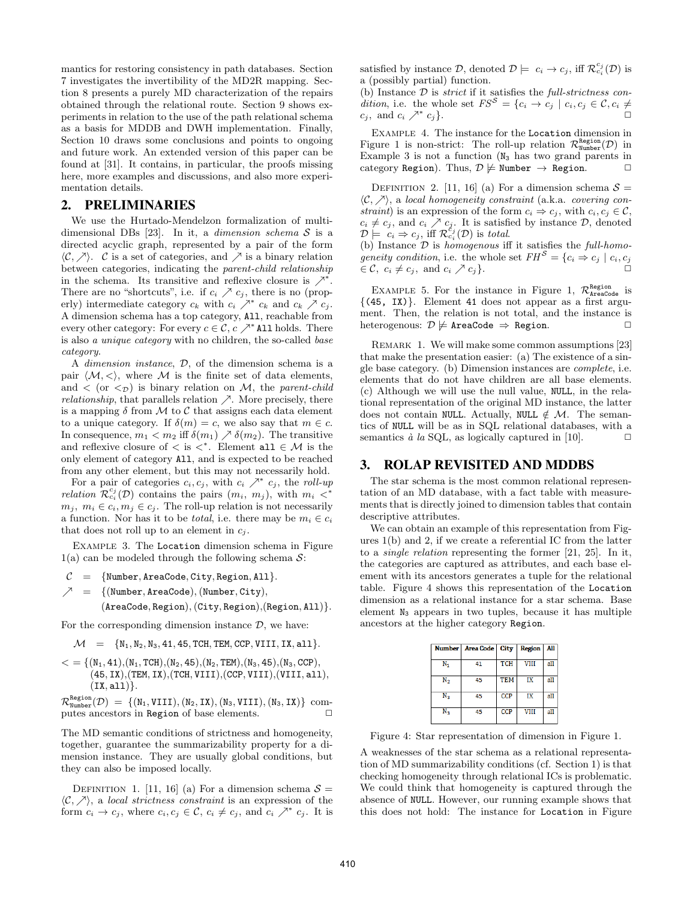mantics for restoring consistency in path databases. Section 7 investigates the invertibility of the MD2R mapping. Section 8 presents a purely MD characterization of the repairs obtained through the relational route. Section 9 shows experiments in relation to the use of the path relational schema as a basis for MDDB and DWH implementation. Finally, Section 10 draws some conclusions and points to ongoing and future work. An extended version of this paper can be found at [31]. It contains, in particular, the proofs missing here, more examples and discussions, and also more experimentation details.

## 2. PRELIMINARIES

We use the Hurtado-Mendelzon formalization of multidimensional DBs [23]. In it, a *dimension schema* $\mathcal{S}$ is a directed acyclic graph, represented by a pair of the form $\langle \mathcal{C}, \nearrow \rangle$. $\mathcal{C}$ is a set of categories, and $\nearrow$ is a binary relation between categories, indicating the *parent-child relationship* in the schema. Its transitive and reflexive closure is $\nearrow^*$. There are no "shortcuts", i.e. if $c_i \nearrow c_j$, there is no (properly) intermediate category $c_k$ with $c_i \nearrow^* c_k$ and $c_k \nearrow c_j$. A dimension schema has a top category, All, reachable from every other category: For every $c \in \mathcal{C}$, $c \nearrow^*$ All holds. There is also *a unique category* with no children, the so-called *base category*.

A *dimension instance*, $\mathcal{D}$, of the dimension schema is a pair $\langle \mathcal{M}, < \rangle$, where $\mathcal{M}$ is the finite set of data elements, and $<$ (or $<_\mathcal{D}$) is binary relation on $\mathcal{M}$, the *parent-child relationship*, that parallels relation $\nearrow$. More precisely, there is a mapping $\delta$ from $\mathcal{M}$ to $\mathcal{C}$ that assigns each data element to a unique category. If $\delta(m) = c$, we also say that $m \in c$. In consequence, $m_1 < m_2$ iff $\delta(m_1) \nearrow \delta(m_2)$. The transitive and reflexive closure of $<$ is $<^*$. Element $\texttt{all} \in \mathcal{M}$ is the only element of category All, and is expected to be reached from any other element, but this may not necessarily hold.

For a pair of categories $c_i, c_j$, with $c_i \nearrow^* c_j$, the *roll-up relation* $\mathcal{R}_{c_i}^{c_j}(\mathcal{D})$ contains the pairs $(m_i, m_j)$, with $m_i <^* m_j$, $m_i \in c_i, m_j \in c_j$. The roll-up relation is not necessarily a function. Nor has it to be *total*, i.e. there may be $m_i \in c_i$ that does not roll up to an element in $c_j$.

Example 3. The Location dimension schema in Figure 1(a) can be modeled through the following schema $\mathcal{S}$:

$$\mathcal{C} = \{\texttt{Number}, \texttt{AreaCode}, \texttt{City}, \texttt{Region}, \texttt{All}\}.$$

$$\nearrow = \{(\texttt{Number}, \texttt{AreaCode}), (\texttt{Number}, \texttt{City}), (\texttt{AreaCode}, \texttt{Region}), (\texttt{City}, \texttt{Region}), (\texttt{Region}, \texttt{All})\}.$$

For the corresponding dimension instance $\mathcal{D}$, we have:

$$\mathcal{M} = \{\texttt{N}_1, \texttt{N}_2, \texttt{N}_3, 41, 45, \texttt{TCH}, \texttt{TEM}, \texttt{CCP}, \texttt{VIII}, \texttt{IX}, \texttt{all}\}.$$

$$< = \{(\texttt{N}_1, 41), (\texttt{N}_1, \texttt{TCH}), (\texttt{N}_2, 45), (\texttt{N}_2, \texttt{TEM}), (\texttt{N}_3, 45), (\texttt{N}_3, \texttt{CCP}), (45, \texttt{IX}), (\texttt{TEM}, \texttt{IX}), (\texttt{TCH}, \texttt{VIII}), (\texttt{CCP}, \texttt{VIII}), (\texttt{VIII}, \texttt{all}), (\texttt{IX}, \texttt{all})\}.$$

$\mathcal{R}_{\texttt{Number}}^{\texttt{Region}}(\mathcal{D}) = \{(\texttt{N}_1, \texttt{VIII}), (\texttt{N}_2, \texttt{IX}), (\texttt{N}_3, \texttt{VIII}), (\texttt{N}_3, \texttt{IX})\}$ computes ancestors in Region of base elements. □

The MD semantic conditions of strictness and homogeneity, together, guarantee the summarizability property for a dimension instance. They are usually global conditions, but they can also be imposed locally.

Definition 1. [11, 16] (a) For a dimension schema $\mathcal{S} = \langle \mathcal{C}, \nearrow \rangle$, a *local strictness constraint* is an expression of the form $c_i \rightarrow c_j$, where $c_i, c_j \in \mathcal{C}$, $c_i \neq c_j$, and $c_i \nearrow^* c_j$. It is satisfied by instance $\mathcal{D}$, denoted $\mathcal{D} \models c_i \rightarrow c_j$, iff $\mathcal{R}_{c_i}^{c_j}(\mathcal{D})$ is a (possibly partial) function.
(b) Instance $\mathcal{D}$ is *strict* if it satisfies the *full-strictness condition*, i.e. the whole set $FS^\mathcal{S} = \{c_i \rightarrow c_j \mid c_i, c_j \in \mathcal{C}, c_i \neq c_j$, and $c_i \nearrow^* c_j\}$. □

Example 4. The instance for the Location dimension in Figure 1 is non-strict: The roll-up relation $\mathcal{R}_{\texttt{Number}}^{\texttt{Region}}(\mathcal{D})$ in Example 3 is not a function ($\texttt{N}_3$ has two grand parents in category Region). Thus, $\mathcal{D} \not\models \texttt{Number} \rightarrow \texttt{Region}$. □

Definition 2. [11, 16] (a) For a dimension schema $\mathcal{S} = \langle \mathcal{C}, \nearrow \rangle$, a *local homogeneity constraint* (a.k.a. *covering constraint*) is an expression of the form $c_i \Rightarrow c_j$, with $c_i, c_j \in \mathcal{C}$, $c_i \neq c_j$, and $c_i \nearrow c_j$. It is satisfied by instance $\mathcal{D}$, denoted $\mathcal{D} \models c_i \Rightarrow c_j$, iff $\mathcal{R}_{c_i}^{c_j}(\mathcal{D})$ is *total*.
(b) Instance $\mathcal{D}$ is *homogenous* iff it satisfies the *full-homogeneity condition*, i.e. the whole set $FH^\mathcal{S} = \{c_i \Rightarrow c_j \mid c_i, c_j \in \mathcal{C},\ c_i \neq c_j$, and $c_i \nearrow c_j\}$. □

Example 5. For the instance in Figure 1, $\mathcal{R}_{\texttt{AreaCode}}^{\texttt{Region}}$ is $\{(45, \texttt{IX})\}$. Element 41 does not appear as a first argument. Then, the relation is not total, and the instance is heterogenous: $\mathcal{D} \not\models \texttt{AreaCode} \Rightarrow \texttt{Region}$. □

Remark 1. We will make some common assumptions [23] that make the presentation easier: (a) The existence of a single base category. (b) Dimension instances are *complete*, i.e. elements that do not have children are all base elements. (c) Although we will use the null value, NULL, in the relational representation of the original MD instance, the latter does not contain NULL. Actually, $\texttt{NULL} \notin \mathcal{M}$. The semantics of NULL will be as in SQL relational databases, with a semantics *à la* SQL, as logically captured in [10]. □

## 3. ROLAP REVISITED AND MDDBS

The star schema is the most common relational representation of an MD database, with a fact table with measurements that is directly joined to dimension tables that contain descriptive attributes.

We can obtain an example of this representation from Figures 1(b) and 2, if we create a referential IC from the latter to a *single relation* representing the former [21, 25]. In it, the categories are captured as attributes, and each base element with its ancestors generates a tuple for the relational table. Figure 4 shows this representation of the Location dimension as a relational instance for a star schema. Base element $\texttt{N}_3$ appears in two tuples, because it has multiple ancestors at the higher category Region.

| Number | Area Code | City | Region | All |
|---|---|---|---|---|
| $\texttt{N}_1$ | 41 | TCH | VIII | all |
| $\texttt{N}_2$ | 45 | TEM | IX | all |
| $\texttt{N}_3$ | 45 | CCP | IX | all |
| $\texttt{N}_3$ | 45 | CCP | VIII | all |

Figure 4: Star representation of dimension in Figure 1.

A weaknesses of the star schema as a relational representation of MD summarizability conditions (cf. Section 1) is that checking homogeneity through relational ICs is problematic. We could think that homogeneity is captured through the absence of NULL. However, our running example shows that this does not hold: The instance for Location in Figure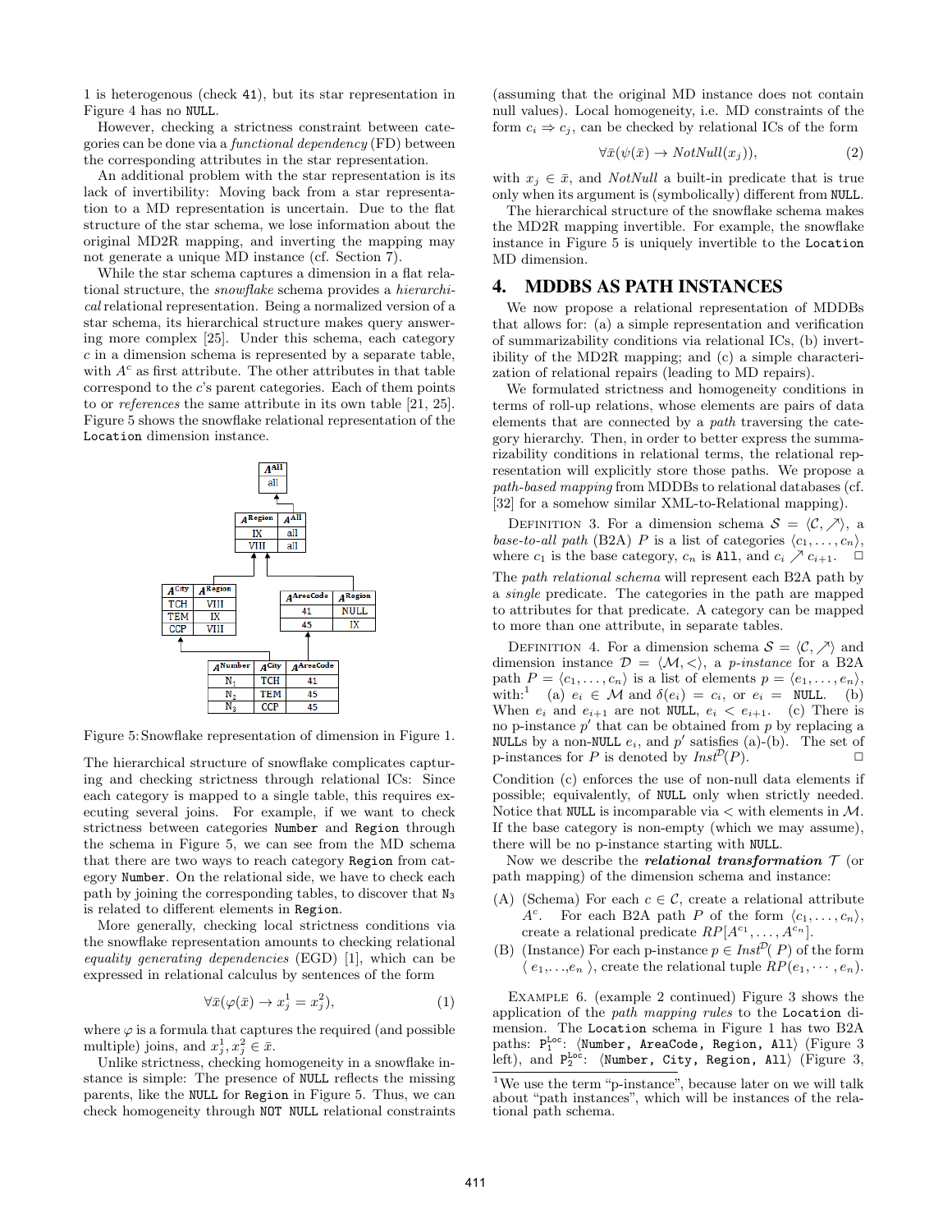1 is heterogenous (check 41), but its star representation in Figure 4 has no NULL.

However, checking a strictness constraint between categories can be done via a *functional dependency* (FD) between the corresponding attributes in the star representation.

An additional problem with the star representation is its lack of invertibility: Moving back from a star representation to a MD representation is uncertain. Due to the flat structure of the star schema, we lose information about the original MD2R mapping, and inverting the mapping may not generate a unique MD instance (cf. Section 7).

While the star schema captures a dimension in a flat relational structure, the *snowflake* schema provides a *hierarchical* relational representation. Being a normalized version of a star schema, its hierarchical structure makes query answering more complex [25]. Under this schema, each category $c$ in a dimension schema is represented by a separate table, with $A^c$ as first attribute. The other attributes in that table correspond to the $c$'s parent categories. Each of them points to or *references* the same attribute in its own table [21, 25]. Figure 5 shows the snowflake relational representation of the Location dimension instance.

| $A^{All}$ |
| --- |
| all |

| $A^{Region}$ | $A^{All}$ |
| --- | --- |
| IX | all |
| VIII | all |

| $A^{City}$ | $A^{Region}$ |
| --- | --- |
| TCH | VIII |
| TEM | IX |
| CCP | VIII |

| $A^{AreaCode}$ | $A^{Region}$ |
| --- | --- |
| 41 | NULL |
| 45 | IX |

| $A^{Number}$ | $A^{City}$ | $A^{AreaCode}$ |
| --- | --- | --- |
| $N_1$ | TCH | 41 |
| $N_2$ | TEM | 45 |
| $N_3$ | CCP | 45 |

Figure 5: Snowflake representation of dimension in Figure 1.

The hierarchical structure of snowflake complicates capturing and checking strictness through relational ICs: Since each category is mapped to a single table, this requires executing several joins. For example, if we want to check strictness between categories Number and Region through the schema in Figure 5, we can see from the MD schema that there are two ways to reach category Region from category Number. On the relational side, we have to check each path by joining the corresponding tables, to discover that $N_3$ is related to different elements in Region.

More generally, checking local strictness conditions via the snowflake representation amounts to checking relational *equality generating dependencies* (EGD) [1], which can be expressed in relational calculus by sentences of the form

$$\forall \bar{x}(\varphi(\bar{x}) \rightarrow x_j^1 = x_j^2), \tag{1}$$

where $\varphi$ is a formula that captures the required (and possible multiple) joins, and $x_j^1, x_j^2 \in \bar{x}$.

Unlike strictness, checking homogeneity in a snowflake instance is simple: The presence of NULL reflects the missing parents, like the NULL for Region in Figure 5. Thus, we can check homogeneity through NOT NULL relational constraints (assuming that the original MD instance does not contain null values). Local homogeneity, i.e. MD constraints of the form $c_i \Rightarrow c_j$, can be checked by relational ICs of the form

$$\forall \bar{x}(\psi(\bar{x}) \rightarrow NotNull(x_j)), \tag{2}$$

with $x_j \in \bar{x}$, and $NotNull$ a built-in predicate that is true only when its argument is (symbolically) different from NULL.

The hierarchical structure of the snowflake schema makes the MD2R mapping invertible. For example, the snowflake instance in Figure 5 is uniquely invertible to the Location MD dimension.

## 4. MDDBS AS PATH INSTANCES

We now propose a relational representation of MDDBs that allows for: (a) a simple representation and verification of summarizability conditions via relational ICs, (b) invertibility of the MD2R mapping; and (c) a simple characterization of relational repairs (leading to MD repairs).

We formulated strictness and homogeneity conditions in terms of roll-up relations, whose elements are pairs of data elements that are connected by a *path* traversing the category hierarchy. Then, in order to better express the summarizability conditions in relational terms, the relational representation will explicitly store those paths. We propose a *path-based mapping* from MDDBs to relational databases (cf. [32] for a somehow similar XML-to-Relational mapping).

Definition 3. For a dimension schema $\mathcal{S} = \langle \mathcal{C}, \nearrow \rangle$, a *base-to-all path* (B2A) $P$ is a list of categories $\langle c_1, \ldots, c_n \rangle$, where $c_1$ is the base category, $c_n$ is All, and $c_i \nearrow c_{i+1}$. □

The *path relational schema* will represent each B2A path by a *single* predicate. The categories in the path are mapped to attributes for that predicate. A category can be mapped to more than one attribute, in separate tables.

Definition 4. For a dimension schema $\mathcal{S} = \langle \mathcal{C}, \nearrow \rangle$ and dimension instance $\mathcal{D} = \langle \mathcal{M}, < \rangle$, a *p-instance* for a B2A path $P = \langle c_1, \ldots, c_n \rangle$ is a list of elements $p = \langle e_1, \ldots, e_n \rangle$, with:[1] (a) $e_i \in \mathcal{M}$ and $\delta(e_i) = c_i$, or $e_i =$ NULL. (b) When $e_i$ and $e_{i+1}$ are not NULL, $e_i < e_{i+1}$. (c) There is no p-instance $p'$ that can be obtained from $p$ by replacing a NULLs by a non-NULL $e_i$, and $p'$ satisfies (a)-(b). The set of p-instances for $P$ is denoted by $Inst^{\mathcal{D}}(P)$. □

Condition (c) enforces the use of non-null data elements if possible; equivalently, of NULL only when strictly needed. Notice that NULL is incomparable via $<$ with elements in $\mathcal{M}$. If the base category is non-empty (which we may assume), there will be no p-instance starting with NULL.

Now we describe the ***relational transformation*** $\mathcal{T}$ (or path mapping) of the dimension schema and instance:

(A) (Schema) For each $c \in \mathcal{C}$, create a relational attribute $A^c$. For each B2A path $P$ of the form $\langle c_1, \ldots, c_n \rangle$, create a relational predicate $RP[A^{c_1}, \ldots, A^{c_n}]$.

(B) (Instance) For each p-instance $p \in Inst^{\mathcal{D}}(P)$ of the form $\langle e_1, \ldots, e_n \rangle$, create the relational tuple $RP(e_1, \cdots, e_n)$.

Example 6. (example 2 continued) Figure 3 shows the application of the *path mapping rules* to the Location dimension. The Location schema in Figure 1 has two B2A paths: $\mathtt{P}_1^{\mathtt{Loc}}$: ⟨Number, AreaCode, Region, All⟩ (Figure 3 left), and $\mathtt{P}_2^{\mathtt{Loc}}$: ⟨Number, City, Region, All⟩ (Figure 3,

[1] We use the term "p-instance", because later on we will talk about "path instances", which will be instances of the relational path schema.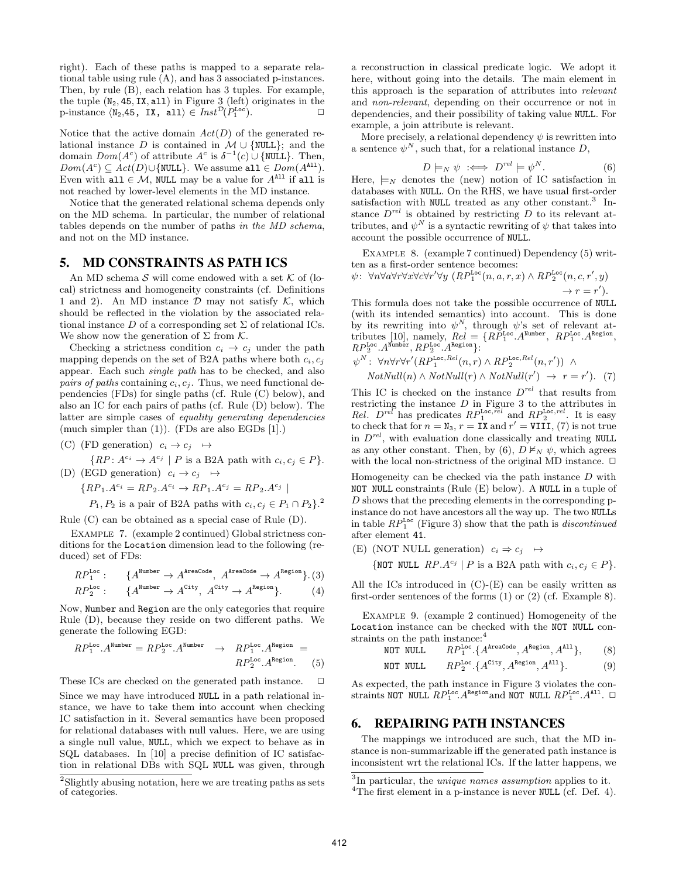right). Each of these paths is mapped to a separate relational table using rule (A), and has 3 associated p-instances. Then, by rule (B), each relation has 3 tuples. For example, the tuple ($\texttt{N}_2$, 45, IX, all) in Figure 3 (left) originates in the p-instance $\langle \texttt{N}_2\texttt{,45, IX, all}\rangle \in Inst^{\mathcal{D}}(P_1^{\texttt{Loc}})$. □

Notice that the active domain $Act(D)$ of the generated relational instance $D$ is contained in $\mathcal{M} \cup \{\texttt{NULL}\}$; and the domain $Dom(A^c)$ of attribute $A^c$ is $\delta^{-1}(c) \cup \{\texttt{NULL}\}$. Then, $Dom(A^c) \subseteq Act(D) \cup \{\texttt{NULL}\}$. We assume $\texttt{all} \in Dom(A^{\texttt{All}})$. Even with $\texttt{all} \in \mathcal{M}$, NULL may be a value for $A^{\texttt{All}}$ if all is not reached by lower-level elements in the MD instance.

Notice that the generated relational schema depends only on the MD schema. In particular, the number of relational tables depends on the number of paths *in the MD schema*, and not on the MD instance.

## 5. MD CONSTRAINTS AS PATH ICS

An MD schema $\mathcal{S}$ will come endowed with a set $\mathcal{K}$ of (local) strictness and homogeneity constraints (cf. Definitions 1 and 2). An MD instance $\mathcal{D}$ may not satisfy $\mathcal{K}$, which should be reflected in the violation by the associated relational instance $D$ of a corresponding set $\Sigma$ of relational ICs. We show now the generation of $\Sigma$ from $\mathcal{K}$.

Checking a strictness condition $c_i \to c_j$ under the path mapping depends on the set of B2A paths where both $c_i, c_j$ appear. Each such *single path* has to be checked, and also *pairs of paths* containing $c_i, c_j$. Thus, we need functional dependencies (FDs) for single paths (cf. Rule (C) below), and also an IC for each pairs of paths (cf. Rule (D) below). The latter are simple cases of *equality generating dependencies* (much simpler than (1)). (FDs are also EGDs [1].)

(C) (FD generation) $c_i \to c_j \;\;\mapsto$

$$\{RP\colon A^{c_i} \to A^{c_j} \mid P \text{ is a B2A path with } c_i, c_j \in P\}.$$

(D) (EGD generation) $c_i \to c_j \;\;\mapsto$

$$\{RP_1.A^{c_i} = RP_2.A^{c_i} \to RP_1.A^{c_j} = RP_2.A^{c_j} \mid$$
$$P_1, P_2 \text{ is a pair of B2A paths with } c_i, c_j \in P_1 \cap P_2\}.^2$$

Rule (C) can be obtained as a special case of Rule (D).

EXAMPLE 7. (example 2 continued) Global strictness conditions for the Location dimension lead to the following (reduced) set of FDs:

$$RP_1^{\texttt{Loc}}: \quad \{A^{\texttt{Number}} \to A^{\texttt{AreaCode}},\ A^{\texttt{AreaCode}} \to A^{\texttt{Region}}\}. \quad (3)$$

$$RP_2^{\texttt{Loc}}: \quad \{A^{\texttt{Number}} \to A^{\texttt{City}},\ A^{\texttt{City}} \to A^{\texttt{Region}}\}. \quad (4)$$

Now, Number and Region are the only categories that require Rule (D), because they reside on two different paths. We generate the following EGD:

$$RP_1^{\texttt{Loc}}.A^{\texttt{Number}} = RP_2^{\texttt{Loc}}.A^{\texttt{Number}} \;\to\; RP_1^{\texttt{Loc}}.A^{\texttt{Region}} = RP_2^{\texttt{Loc}}.A^{\texttt{Region}}. \quad (5)$$

These ICs are checked on the generated path instance. □

Since we may have introduced NULL in a path relational instance, we have to take them into account when checking IC satisfaction in it. Several semantics have been proposed for relational databases with null values. Here, we are using a single null value, NULL, which we expect to behave as in SQL databases. In [10] a precise definition of IC satisfaction in relational DBs with SQL NULL was given, through a reconstruction in classical predicate logic. We adopt it here, without going into the details. The main element in this approach is the separation of attributes into *relevant* and *non-relevant*, depending on their occurrence or not in dependencies, and their possibility of taking value NULL. For example, a join attribute is relevant.

More precisely, a relational dependency $\psi$ is rewritten into a sentence $\psi^N$, such that, for a relational instance $D$,

$$D \models_N \psi \;:\Longleftrightarrow\; D^{rel} \models \psi^N. \quad (6)$$

Here, $\models_N$ denotes the (new) notion of IC satisfaction in databases with NULL. On the RHS, we have usual first-order satisfaction with NULL treated as any other constant.[3] Instance $D^{rel}$ is obtained by restricting $D$ to its relevant attributes, and $\psi^N$ is a syntactic rewriting of $\psi$ that takes into account the possible occurrence of NULL.

EXAMPLE 8. (example 7 continued) Dependency (5) written as a first-order sentence becomes:

$$\psi\colon\; \forall n \forall a \forall r \forall x \forall c \forall r' \forall y\; (RP_1^{\texttt{Loc}}(n, a, r, x) \wedge RP_2^{\texttt{Loc}}(n, c, r', y) \to r = r').$$

This formula does not take the possible occurrence of NULL (with its intended semantics) into account. This is done by its rewriting into $\psi^N$, through $\psi$'s set of relevant attributes [10], namely, $Rel = \{RP_1^{\texttt{Loc}}.A^{\texttt{Number}},\ RP_1^{\texttt{Loc}}.A^{\texttt{Region}},\ RP_2^{\texttt{Loc}}.A^{\texttt{Number}},\ RP_2^{\texttt{Loc}}.A^{\texttt{Region}}\}$:

$$\psi^N\colon\; \forall n \forall r \forall r' (RP_1^{\texttt{Loc},Rel}(n, r) \wedge RP_2^{\texttt{Loc},Rel}(n, r')) \;\wedge\; NotNull(n) \wedge NotNull(r) \wedge NotNull(r') \;\to\; r = r'). \quad (7)$$

This IC is checked on the instance $D^{rel}$ that results from restricting the instance $D$ in Figure 3 to the attributes in $Rel$. $D^{rel}$ has predicates $RP_1^{\texttt{Loc},rel}$ and $RP_2^{\texttt{Loc},rel}$. It is easy to check that for $n = \texttt{N}_3$, $r = \texttt{IX}$ and $r' = \texttt{VIII}$, (7) is not true in $D^{rel}$, with evaluation done classically and treating NULL as any other constant. Then, by (6), $D \not\models_N \psi$, which agrees with the local non-strictness of the original MD instance. □

Homogeneity can be checked via the path instance $D$ with NOT NULL constraints (Rule (E) below). A NULL in a tuple of $D$ shows that the preceding elements in the corresponding p-instance do not have ancestors all the way up. The two NULLs in table $RP_1^{\texttt{Loc}}$ (Figure 3) show that the path is *discontinued* after element 41.

(E) (NOT NULL generation) $c_i \Rightarrow c_j \;\;\mapsto$

$$\{\texttt{NOT NULL}\;\; RP.A^{c_j} \mid P \text{ is a B2A path with } c_i, c_j \in P\}.$$

All the ICs introduced in (C)-(E) can be easily written as first-order sentences of the forms (1) or (2) (cf. Example 8).

EXAMPLE 9. (example 2 continued) Homogeneity of the Location instance can be checked with the NOT NULL constraints on the path instance:[4]

$$\texttt{NOT NULL} \quad RP_1^{\texttt{Loc}}.\{A^{\texttt{AreaCode}}, A^{\texttt{Region}}, A^{\texttt{All}}\}, \quad (8)$$

$$\texttt{NOT NULL} \quad RP_2^{\texttt{Loc}}.\{A^{\texttt{City}}, A^{\texttt{Region}}, A^{\texttt{All}}\}. \quad (9)$$

As expected, the path instance in Figure 3 violates the constraints NOT NULL $RP_1^{\texttt{Loc}}.A^{\texttt{Region}}$ and NOT NULL $RP_1^{\texttt{Loc}}.A^{\texttt{All}}$. □

## 6. REPAIRING PATH INSTANCES

The mappings we introduced are such, that the MD instance is non-summarizable iff the generated path instance is inconsistent wrt the relational ICs. If the latter happens, we

---

[2] Slightly abusing notation, here we are treating paths as sets of categories.

[3] In particular, the *unique names assumption* applies to it.

[4] The first element in a p-instance is never NULL (cf. Def. 4).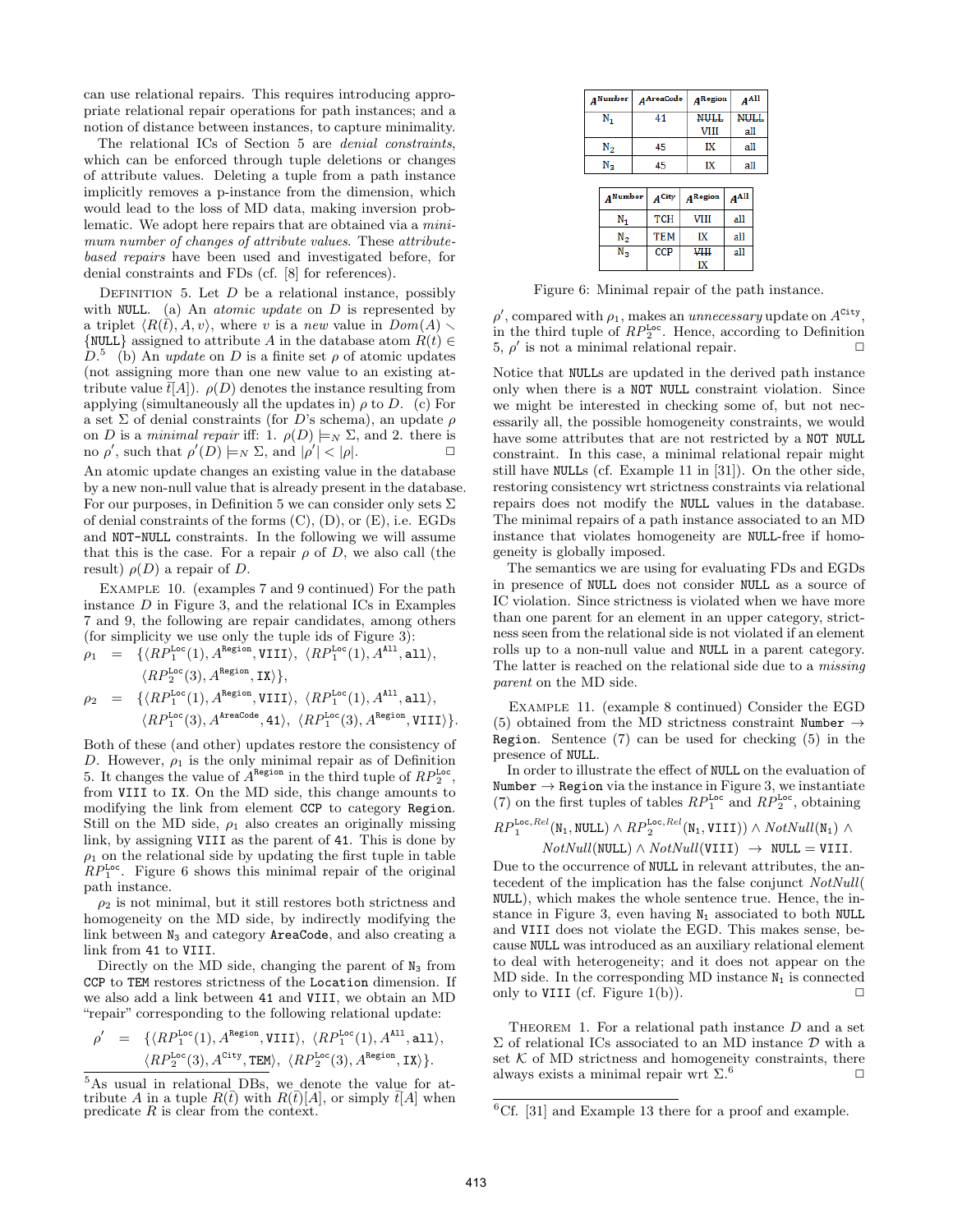can use relational repairs. This requires introducing appropriate relational repair operations for path instances; and a notion of distance between instances, to capture minimality.

The relational ICs of Section 5 are *denial constraints*, which can be enforced through tuple deletions or changes of attribute values. Deleting a tuple from a path instance implicitly removes a p-instance from the dimension, which would lead to the loss of MD data, making inversion problematic. We adopt here repairs that are obtained via a *minimum number of changes of attribute values*. These *attribute-based repairs* have been used and investigated before, for denial constraints and FDs (cf. [8] for references).

Definition 5. Let $D$ be a relational instance, possibly with NULL. (a) An *atomic update* on $D$ is represented by a triplet $\langle R(\bar{t}), A, v\rangle$, where $v$ is a *new* value in $Dom(A) \smallsetminus \{\texttt{NULL}\}$ assigned to attribute $A$ in the database atom $R(\bar{t}) \in D$.[5] (b) An *update* on $D$ is a finite set $\rho$ of atomic updates (not assigning more than one new value to an existing attribute value $\bar{t}[A]$). $\rho(D)$ denotes the instance resulting from applying (simultaneously all the updates in) $\rho$ to $D$. (c) For a set $\Sigma$ of denial constraints (for $D$'s schema), an update $\rho$ on $D$ is a *minimal repair* iff: 1. $\rho(D) \models_N \Sigma$, and 2. there is no $\rho'$, such that $\rho'(D) \models_N \Sigma$, and $|\rho'| < |\rho|$. □

An atomic update changes an existing value in the database by a new non-null value that is already present in the database. For our purposes, in Definition 5 we can consider only sets $\Sigma$ of denial constraints of the forms (C), (D), or (E), i.e. EGDs and NOT-NULL constraints. In the following we will assume that this is the case. For a repair $\rho$ of $D$, we also call (the result) $\rho(D)$ a repair of $D$.

Example 10. (examples 7 and 9 continued) For the path instance $D$ in Figure 3, and the relational ICs in Examples 7 and 9, the following are repair candidates, among others (for simplicity we use only the tuple ids of Figure 3):

$$\begin{aligned}\rho_1 &= \{\langle RP_1^{\texttt{Loc}}(1), A^{\texttt{Region}}, \texttt{VIII}\rangle,\ \langle RP_1^{\texttt{Loc}}(1), A^{\texttt{All}}, \texttt{all}\rangle,\\ &\quad\ \langle RP_2^{\texttt{Loc}}(3), A^{\texttt{Region}}, \texttt{IX}\rangle\},\\ \rho_2 &= \{\langle RP_1^{\texttt{Loc}}(1), A^{\texttt{Region}}, \texttt{VIII}\rangle,\ \langle RP_1^{\texttt{Loc}}(1), A^{\texttt{All}}, \texttt{all}\rangle,\\ &\quad\ \langle RP_1^{\texttt{Loc}}(3), A^{\texttt{AreaCode}}, \texttt{41}\rangle,\ \langle RP_1^{\texttt{Loc}}(3), A^{\texttt{Region}}, \texttt{VIII}\rangle\}.\end{aligned}$$

Both of these (and other) updates restore the consistency of $D$. However, $\rho_1$ is the only minimal repair as of Definition 5. It changes the value of $A^{\texttt{Region}}$ in the third tuple of $RP_2^{\texttt{Loc}}$, from VIII to IX. On the MD side, this change amounts to modifying the link from element CCP to category Region. Still on the MD side, $\rho_1$ also creates an originally missing link, by assigning VIII as the parent of 41. This is done by $\rho_1$ on the relational side by updating the first tuple in table $RP_1^{\texttt{Loc}}$. Figure 6 shows this minimal repair of the original path instance.

$\rho_2$ is not minimal, but it still restores both strictness and homogeneity on the MD side, by indirectly modifying the link between $\texttt{N}_3$ and category AreaCode, and also creating a link from 41 to VIII.

Directly on the MD side, changing the parent of $\texttt{N}_3$ from CCP to TEM restores strictness of the Location dimension. If we also add a link between 41 and VIII, we obtain an MD "repair" corresponding to the following relational update:

$$\begin{aligned}\rho' &= \{\langle RP_1^{\texttt{Loc}}(1), A^{\texttt{Region}}, \texttt{VIII}\rangle,\ \langle RP_1^{\texttt{Loc}}(1), A^{\texttt{All}}, \texttt{all}\rangle,\\ &\quad\ \langle RP_2^{\texttt{Loc}}(3), A^{\texttt{City}}, \texttt{TEM}\rangle,\ \langle RP_2^{\texttt{Loc}}(3), A^{\texttt{Region}}, \texttt{IX}\rangle\}.\end{aligned}$$

| $A^{\texttt{Number}}$ | $A^{\texttt{AreaCode}}$ | $A^{\texttt{Region}}$ | $A^{\texttt{All}}$ |
|---|---|---|---|
| $\texttt{N}_1$ | 41 | ~~NULL~~ VIII | ~~NULL~~ all |
| $\texttt{N}_2$ | 45 | IX | all |
| $\texttt{N}_3$ | 45 | IX | all |

| $A^{\texttt{Number}}$ | $A^{\texttt{City}}$ | $A^{\texttt{Region}}$ | $A^{\texttt{All}}$ |
|---|---|---|---|
| $\texttt{N}_1$ | TCH | VIII | all |
| $\texttt{N}_2$ | TEM | IX | all |
| $\texttt{N}_3$ | CCP | ~~VIII~~ IX | all |

Figure 6: Minimal repair of the path instance.

$\rho'$, compared with $\rho_1$, makes an *unnecessary* update on $A^{\texttt{City}}$, in the third tuple of $RP_2^{\texttt{Loc}}$. Hence, according to Definition 5, $\rho'$ is not a minimal relational repair. □

Notice that NULLs are updated in the derived path instance only when there is a NOT NULL constraint violation. Since we might be interested in checking some of, but not necessarily all, the possible homogeneity constraints, we would have some attributes that are not restricted by a NOT NULL constraint. In this case, a minimal relational repair might still have NULLs (cf. Example 11 in [31]). On the other side, restoring consistency wrt strictness constraints via relational repairs does not modify the NULL values in the database. The minimal repairs of a path instance associated to an MD instance that violates homogeneity are NULL-free if homogeneity is globally imposed.

The semantics we are using for evaluating FDs and EGDs in presence of NULL does not consider NULL as a source of IC violation. Since strictness is violated when we have more than one parent for an element in an upper category, strictness seen from the relational side is not violated if an element rolls up to a non-null value and NULL in a parent category. The latter is reached on the relational side due to a *missing parent* on the MD side.

Example 11. (example 8 continued) Consider the EGD (5) obtained from the MD strictness constraint Number → Region. Sentence (7) can be used for checking (5) in the presence of NULL.

In order to illustrate the effect of NULL on the evaluation of Number → Region via the instance in Figure 3, we instantiate (7) on the first tuples of tables $RP_1^{\texttt{Loc}}$ and $RP_2^{\texttt{Loc}}$, obtaining

$$RP_1^{\texttt{Loc},Rel}(\texttt{N}_1, \texttt{NULL}) \wedge RP_2^{\texttt{Loc},Rel}(\texttt{N}_1, \texttt{VIII})) \wedge NotNull(\texttt{N}_1) \wedge NotNull(\texttt{NULL}) \wedge NotNull(\texttt{VIII}) \ \rightarrow\ \texttt{NULL} = \texttt{VIII}.$$

Due to the occurrence of NULL in relevant attributes, the antecedent of the implication has the false conjunct $NotNull($NULL$)$, which makes the whole sentence true. Hence, the instance in Figure 3, even having $\texttt{N}_1$ associated to both NULL and VIII does not violate the EGD. This makes sense, because NULL was introduced as an auxiliary relational element to deal with heterogeneity; and it does not appear on the MD side. In the corresponding MD instance $\texttt{N}_1$ is connected only to VIII (cf. Figure 1(b)). □

Theorem 1. For a relational path instance $D$ and a set $\Sigma$ of relational ICs associated to an MD instance $\mathcal{D}$ with a set $\mathcal{K}$ of MD strictness and homogeneity constraints, there always exists a minimal repair wrt $\Sigma$.[6] □

[5] As usual in relational DBs, we denote the value for attribute $A$ in a tuple $R(\bar{t})$ with $R(\bar{t})[A]$, or simply $\bar{t}[A]$ when predicate $R$ is clear from the context.

[6] Cf. [31] and Example 13 there for a proof and example.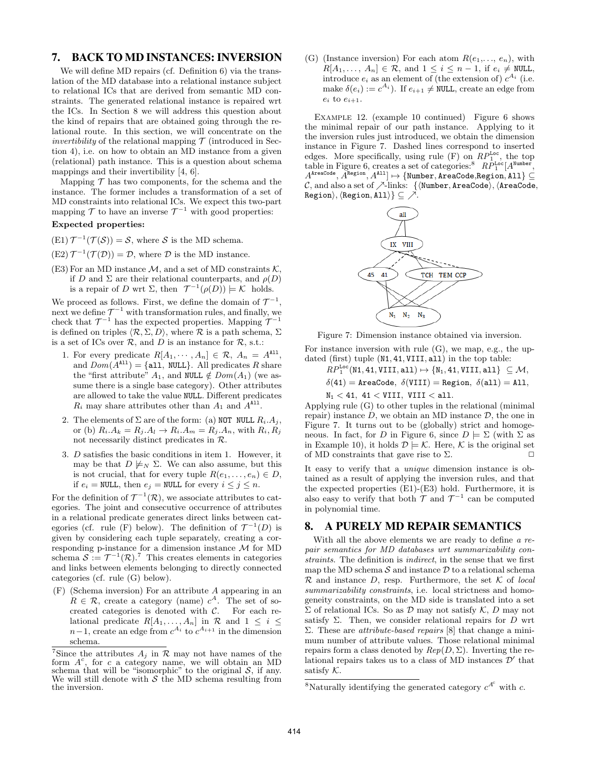## 7. BACK TO MD INSTANCES: INVERSION

We will define MD repairs (cf. Definition 6) via the translation of the MD database into a relational instance subject to relational ICs that are derived from semantic MD constraints. The generated relational instance is repaired wrt the ICs. In Section 8 we will address this question about the kind of repairs that are obtained going through the relational route. In this section, we will concentrate on the *invertibility* of the relational mapping $\mathcal{T}$ (introduced in Section 4), i.e. on how to obtain an MD instance from a given (relational) path instance. This is a question about schema mappings and their invertibility [4, 6].

Mapping $\mathcal{T}$ has two components, for the schema and the instance. The former includes a transformation of a set of MD constraints into relational ICs. We expect this two-part mapping $\mathcal{T}$ to have an inverse $\mathcal{T}^{-1}$ with good properties:

**Expected properties:**

(E1) $\mathcal{T}^{-1}(\mathcal{T}(\mathcal{S})) = \mathcal{S}$, where $\mathcal{S}$ is the MD schema.

(E2) $\mathcal{T}^{-1}(\mathcal{T}(\mathcal{D})) = \mathcal{D}$, where $\mathcal{D}$ is the MD instance.

(E3) For an MD instance $\mathcal{M}$, and a set of MD constraints $\mathcal{K}$, if $D$ and $\Sigma$ are their relational counterparts, and $\rho(D)$ is a repair of $D$ wrt $\Sigma$, then $\mathcal{T}^{-1}(\rho(D)) \models \mathcal{K}$ holds.

We proceed as follows. First, we define the domain of $\mathcal{T}^{-1}$, next we define $\mathcal{T}^{-1}$ with transformation rules, and finally, we check that $\mathcal{T}^{-1}$ has the expected properties. Mapping $\mathcal{T}^{-1}$ is defined on triples $\langle \mathcal{R}, \Sigma, D \rangle$, where $\mathcal{R}$ is a path schema, $\Sigma$ is a set of ICs over $\mathcal{R}$, and $D$ is an instance for $\mathcal{R}$, s.t.:

1. For every predicate $R[A_1, \cdots, A_n] \in \mathcal{R}$, $A_n = A^{\texttt{All}}$, and $Dom(A^{\texttt{All}}) = \{\texttt{all}, \texttt{NULL}\}$. All predicates $R$ share the "first attribute" $A_1$, and $\texttt{NULL} \notin Dom(A_1)$ (we assume there is a single base category). Other attributes are allowed to take the value NULL. Different predicates $R_i$ may share attributes other than $A_1$ and $A^{\texttt{All}}$.

2. The elements of $\Sigma$ are of the form: (a) NOT NULL $R_i.A_j$, or (b) $R_i.A_k = R_j.A_l \rightarrow R_i.A_m = R_j.A_n$, with $R_i, R_j$ not necessarily distinct predicates in $\mathcal{R}$.

3. $D$ satisfies the basic conditions in item 1. However, it may be that $D \not\models_N \Sigma$. We can also assume, but this is not crucial, that for every tuple $R(e_1, \ldots, e_n) \in D$, if $e_i = \texttt{NULL}$, then $e_j = \texttt{NULL}$ for every $i \leq j \leq n$.

For the definition of $\mathcal{T}^{-1}(\mathcal{R})$, we associate attributes to categories. The joint and consecutive occurrence of attributes in a relational predicate generates direct links between categories (cf. rule (F) below). The definition of $\mathcal{T}^{-1}(D)$ is given by considering each tuple separately, creating a corresponding p-instance for a dimension instance $\mathcal{M}$ for MD schema $\mathcal{S} := \mathcal{T}^{-1}(\mathcal{R})$.[7] This creates elements in categories and links between elements belonging to directly connected categories (cf. rule (G) below).

(F) (Schema inversion) For an attribute $A$ appearing in an $R \in \mathcal{R}$, create a category (name) $c^A$. The set of so-created categories is denoted with $\mathcal{C}$. For each relational predicate $R[A_1, \ldots, A_n]$ in $\mathcal{R}$ and $1 \leq i \leq n-1$, create an edge from $c^{A_i}$ to $c^{A_{i+1}}$ in the dimension schema.

(G) (Instance inversion) For each atom $R(e_1, \ldots, e_n)$, with $R[A_1, \ldots, A_n] \in \mathcal{R}$, and $1 \leq i \leq n-1$, if $e_i \neq \texttt{NULL}$, introduce $e_i$ as an element of (the extension of) $c^{A_i}$ (i.e. make $\delta(e_i) := c^{A_i}$). If $e_{i+1} \neq \texttt{NULL}$, create an edge from $e_i$ to $e_{i+1}$.

Example 12. (example 10 continued) Figure 6 shows the minimal repair of our path instance. Applying to it the inversion rules just introduced, we obtain the dimension instance in Figure 7. Dashed lines correspond to inserted edges. More specifically, using rule (F) on $RP_1^{\texttt{Loc}}$, the top table in Figure 6, creates a set of categories:[8] $RP_1^{\texttt{Loc}}[A^{\texttt{Number}}, A^{\texttt{AreaCode}}, A^{\texttt{Region}}, A^{\texttt{All}}] \mapsto \{\texttt{Number}, \texttt{AreaCode}, \texttt{Region}, \texttt{All}\} \subseteq \mathcal{C}$, and also a set of $\nearrow$-links: $\{\langle \texttt{Number}, \texttt{AreaCode}\rangle, \langle \texttt{AreaCode}, \texttt{Region}\rangle, \langle \texttt{Region}, \texttt{All}\rangle\} \subseteq \nearrow$.

Figure 7: Dimension instance obtained via inversion.

For instance inversion with rule (G), we map, e.g., the updated (first) tuple (N1, 41, VIII, all) in the top table:

$RP_1^{\texttt{Loc}}(\texttt{N1}, \texttt{41}, \texttt{VIII}, \texttt{all}) \mapsto \{\texttt{N}_1, \texttt{41}, \texttt{VIII}, \texttt{all}\} \subseteq \mathcal{M}$,

$\delta(\texttt{41}) = \texttt{AreaCode}$, $\delta(\texttt{VIII}) = \texttt{Region}$, $\delta(\texttt{all}) = \texttt{All}$,

$\texttt{N}_1 < \texttt{41}$, $\texttt{41} < \texttt{VIII}$, $\texttt{VIII} < \texttt{all}$.

Applying rule (G) to other tuples in the relational (minimal repair) instance $D$, we obtain an MD instance $\mathcal{D}$, the one in Figure 7. It turns out to be (globally) strict and homogeneous. In fact, for $D$ in Figure 6, since $D \models \Sigma$ (with $\Sigma$ as in Example 10), it holds $\mathcal{D} \models \mathcal{K}$. Here, $\mathcal{K}$ is the original set of MD constraints that gave rise to $\Sigma$. □

It easy to verify that a *unique* dimension instance is obtained as a result of applying the inversion rules, and that the expected properties (E1)-(E3) hold. Furthermore, it is also easy to verify that both $\mathcal{T}$ and $\mathcal{T}^{-1}$ can be computed in polynomial time.

## 8. A PURELY MD REPAIR SEMANTICS

With all the above elements we are ready to define *a repair semantics for MD databases wrt summarizability constraints*. The definition is *indirect*, in the sense that we first map the MD schema $\mathcal{S}$ and instance $\mathcal{D}$ to a relational schema $\mathcal{R}$ and instance $D$, resp. Furthermore, the set $\mathcal{K}$ of *local summarizability constraints*, i.e. local strictness and homogeneity constraints, on the MD side is translated into a set $\Sigma$ of relational ICs. So as $\mathcal{D}$ may not satisfy $\mathcal{K}$, $D$ may not satisfy $\Sigma$. Then, we consider relational repairs for $D$ wrt $\Sigma$. These are *attribute-based repairs* [8] that change a minimum number of attribute values. Those relational minimal repairs form a class denoted by $Rep(D, \Sigma)$. Inverting the relational repairs takes us to a class of MD instances $\mathcal{D}'$ that satisfy $\mathcal{K}$.

---

[7] Since the attributes $A_j$ in $\mathcal{R}$ may not have names of the form $A^c$, for $c$ a category name, we will obtain an MD schema that will be "isomorphic" to the original $\mathcal{S}$, if any. We will still denote with $\mathcal{S}$ the MD schema resulting from the inversion.

[8] Naturally identifying the generated category $c^{A^c}$ with $c$.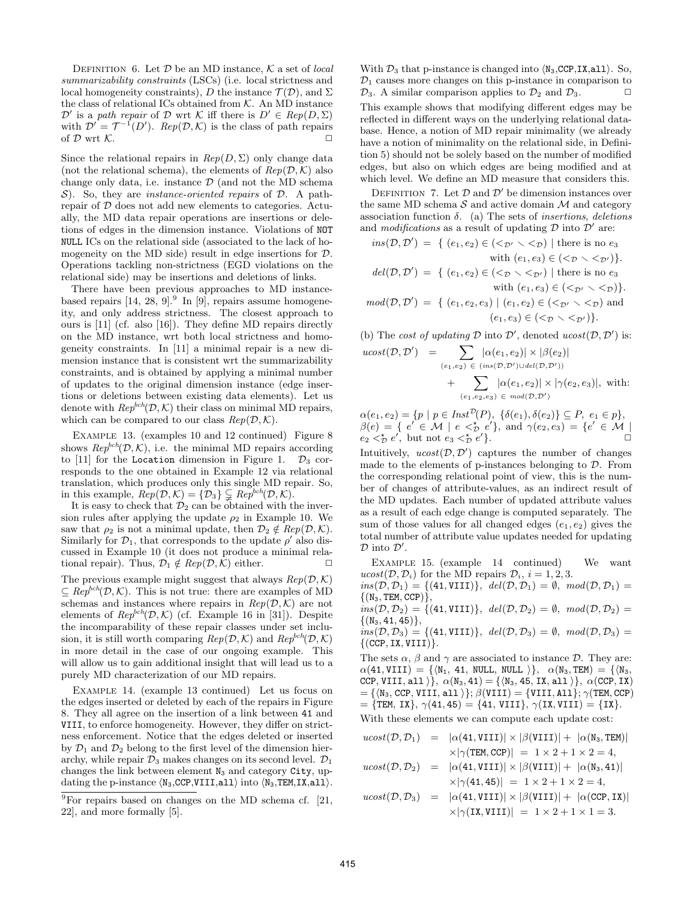DEFINITION 6. Let $\mathcal{D}$ be an MD instance, $\mathcal{K}$ a set of *local summarizability constraints* (LSCs) (i.e. local strictness and local homogeneity constraints), $D$ the instance $\mathcal{T}(\mathcal{D})$, and $\Sigma$ the class of relational ICs obtained from $\mathcal{K}$. An MD instance $\mathcal{D}'$ is a *path repair* of $\mathcal{D}$ wrt $\mathcal{K}$ iff there is $D' \in Rep(D, \Sigma)$ with $\mathcal{D}' = \mathcal{T}^{-1}(D')$. $Rep(\mathcal{D}, \mathcal{K})$ is the class of path repairs of $\mathcal{D}$ wrt $\mathcal{K}$. $\square$

Since the relational repairs in $Rep(D, \Sigma)$ only change data (not the relational schema), the elements of $Rep(\mathcal{D}, \mathcal{K})$ also change only data, i.e. instance $\mathcal{D}$ (and not the MD schema $\mathcal{S}$). So, they are *instance-oriented repairs* of $\mathcal{D}$. A path-repair of $\mathcal{D}$ does not add new elements to categories. Actually, the MD data repair operations are insertions or deletions of edges in the dimension instance. Violations of NOT NULL ICs on the relational side (associated to the lack of homogeneity on the MD side) result in edge insertions for $\mathcal{D}$. Operations tackling non-strictness (EGD violations on the relational side) may be insertions and deletions of links.

There have been previous approaches to MD instance-based repairs [14, 28, 9].[9] In [9], repairs assume homogeneity, and only address strictness. The closest approach to ours is [11] (cf. also [16]). They define MD repairs directly on the MD instance, wrt both local strictness and homogeneity constraints. In [11] a minimal repair is a new dimension instance that is consistent wrt the summarizability constraints, and is obtained by applying a minimal number of updates to the original dimension instance (edge insertions or deletions between existing data elements). Let us denote with $Rep^{bch}(\mathcal{D}, \mathcal{K})$ their class on minimal MD repairs, which can be compared to our class $Rep(\mathcal{D}, \mathcal{K})$.

EXAMPLE 13. (examples 10 and 12 continued) Figure 8 shows $Rep^{bch}(\mathcal{D}, \mathcal{K})$, i.e. the minimal MD repairs according to [11] for the Location dimension in Figure 1. $\mathcal{D}_3$ corresponds to the one obtained in Example 12 via relational translation, which produces only this single MD repair. So, in this example, $Rep(\mathcal{D}, \mathcal{K}) = \{\mathcal{D}_3\} \subsetneqq Rep^{bch}(\mathcal{D}, \mathcal{K})$.

It is easy to check that $\mathcal{D}_2$ can be obtained with the inversion rules after applying the update $\rho_2$ in Example 10. We saw that $\rho_2$ is not a minimal update, then $\mathcal{D}_2 \notin Rep(\mathcal{D}, \mathcal{K})$. Similarly for $\mathcal{D}_1$, that corresponds to the update $\rho'$ also discussed in Example 10 (it does not produce a minimal relational repair). Thus, $\mathcal{D}_1 \notin Rep(\mathcal{D}, \mathcal{K})$ either. $\square$

The previous example might suggest that always $Rep(\mathcal{D}, \mathcal{K}) \subseteq Rep^{bch}(\mathcal{D}, \mathcal{K})$. This is not true: there are examples of MD schemas and instances where repairs in $Rep(\mathcal{D}, \mathcal{K})$ are not elements of $Rep^{bch}(\mathcal{D}, \mathcal{K})$ (cf. Example 16 in [31]). Despite the incomparability of these repair classes under set inclusion, it is still worth comparing $Rep(\mathcal{D}, \mathcal{K})$ and $Rep^{bch}(\mathcal{D}, \mathcal{K})$ in more detail in the case of our ongoing example. This will allow us to gain additional insight that will lead us to a purely MD characterization of our MD repairs.

EXAMPLE 14. (example 13 continued) Let us focus on the edges inserted or deleted by each of the repairs in Figure 8. They all agree on the insertion of a link between 41 and VIII, to enforce homogeneity. However, they differ on strictness enforcement. Notice that the edges deleted or inserted by $\mathcal{D}_1$ and $\mathcal{D}_2$ belong to the first level of the dimension hierarchy, while repair $\mathcal{D}_3$ makes changes on its second level. $\mathcal{D}_1$ changes the link between element $\mathtt{N}_3$ and category City, updating the p-instance $\langle \mathtt{N}_3, \mathtt{CCP}, \mathtt{VIII}, \mathtt{all}\rangle$ into $\langle \mathtt{N}_3, \mathtt{TEM}, \mathtt{IX}, \mathtt{all}\rangle$. With $\mathcal{D}_3$ that p-instance is changed into $\langle \mathtt{N}_3, \mathtt{CCP}, \mathtt{IX}, \mathtt{all}\rangle$. So, $\mathcal{D}_1$ causes more changes on this p-instance in comparison to $\mathcal{D}_3$. A similar comparison applies to $\mathcal{D}_2$ and $\mathcal{D}_3$. $\square$

This example shows that modifying different edges may be reflected in different ways on the underlying relational database. Hence, a notion of MD repair minimality (we already have a notion of minimality on the relational side, in Definition 5) should not be solely based on the number of modified edges, but also on which edges are being modified and at which level. We define an MD measure that considers this.

DEFINITION 7. Let $\mathcal{D}$ and $\mathcal{D}'$ be dimension instances over the same MD schema $\mathcal{S}$ and active domain $\mathcal{M}$ and category association function $\delta$. (a) The sets of *insertions*, *deletions* and *modifications* as a result of updating $\mathcal{D}$ into $\mathcal{D}'$ are:

$$ins(\mathcal{D}, \mathcal{D}') = \{ (e_1, e_2) \in (<_{\mathcal{D}'} \smallsetminus <_{\mathcal{D}}) \mid \text{there is no } e_3 \text{ with } (e_1, e_3) \in (<_{\mathcal{D}} \smallsetminus <_{\mathcal{D}'})\}.$$

$$del(\mathcal{D}, \mathcal{D}') = \{ (e_1, e_2) \in (<_{\mathcal{D}} \smallsetminus <_{\mathcal{D}'}) \mid \text{there is no } e_3 \text{ with } (e_1, e_3) \in (<_{\mathcal{D}'} \smallsetminus <_{\mathcal{D}})\}.$$

$$mod(\mathcal{D}, \mathcal{D}') = \{ (e_1, e_2, e_3) \mid (e_1, e_2) \in (<_{\mathcal{D}'} \smallsetminus <_{\mathcal{D}}) \text{ and } (e_1, e_3) \in (<_{\mathcal{D}} \smallsetminus <_{\mathcal{D}'})\}.$$

(b) The *cost of updating* $\mathcal{D}$ into $\mathcal{D}'$, denoted $ucost(\mathcal{D}, \mathcal{D}')$ is:

$$ucost(\mathcal{D}, \mathcal{D}') = \sum_{(e_1,e_2) \in (ins(\mathcal{D},\mathcal{D}') \cup del(\mathcal{D},\mathcal{D}'))} |\alpha(e_1, e_2)| \times |\beta(e_2)| + \sum_{(e_1,e_2,e_3) \in mod(\mathcal{D},\mathcal{D}')} |\alpha(e_1, e_2)| \times |\gamma(e_2, e_3)|, \text{ with:}$$

$\alpha(e_1, e_2) = \{p \mid p \in Inst^{\mathcal{D}}(P),\ \{\delta(e_1), \delta(e_2)\} \subseteq P,\ e_1 \in p\}$, $\beta(e) = \{ e' \in \mathcal{M} \mid e <^{\star}_{\mathcal{D}} e'\}$, and $\gamma(e_2, e_3) = \{e' \in \mathcal{M} \mid e_2 <^{\star}_{\mathcal{D}} e',$ but not $e_3 <^{\star}_{\mathcal{D}} e'\}$. $\square$

Intuitively, $ucost(\mathcal{D}, \mathcal{D}')$ captures the number of changes made to the elements of p-instances belonging to $\mathcal{D}$. From the corresponding relational point of view, this is the number of changes of attribute-values, as an indirect result of the MD updates. Each number of updated attribute values as a result of each edge change is computed separately. The sum of those values for all changed edges $(e_1, e_2)$ gives the total number of attribute value updates needed for updating $\mathcal{D}$ into $\mathcal{D}'$.

EXAMPLE 15. (example 14 continued) We want $ucost(\mathcal{D}, \mathcal{D}_i)$ for the MD repairs $\mathcal{D}_i$, $i = 1, 2, 3$.
$ins(\mathcal{D}, \mathcal{D}_1) = \{(\mathtt{41}, \mathtt{VIII})\}$, $del(\mathcal{D}, \mathcal{D}_1) = \emptyset$, $mod(\mathcal{D}, \mathcal{D}_1) = \{(\mathtt{N}_3, \mathtt{TEM}, \mathtt{CCP})\}$,
$ins(\mathcal{D}, \mathcal{D}_2) = \{(\mathtt{41}, \mathtt{VIII})\}$, $del(\mathcal{D}, \mathcal{D}_2) = \emptyset$, $mod(\mathcal{D}, \mathcal{D}_2) = \{(\mathtt{N}_3, \mathtt{41}, \mathtt{45})\}$,
$ins(\mathcal{D}, \mathcal{D}_3) = \{(\mathtt{41}, \mathtt{VIII})\}$, $del(\mathcal{D}, \mathcal{D}_3) = \emptyset$, $mod(\mathcal{D}, \mathcal{D}_3) = \{(\mathtt{CCP}, \mathtt{IX}, \mathtt{VIII})\}$.

The sets $\alpha$, $\beta$ and $\gamma$ are associated to instance $\mathcal{D}$. They are: $\alpha(\mathtt{41}, \mathtt{VIII}) = \{\langle \mathtt{N}_1, \mathtt{41}, \mathtt{NULL}, \mathtt{NULL}\rangle\}$, $\alpha(\mathtt{N}_3, \mathtt{TEM}) = \{\langle \mathtt{N}_3, \mathtt{CCP}, \mathtt{VIII}, \mathtt{all}\rangle\}$, $\alpha(\mathtt{N}_3, \mathtt{41}) = \{\langle \mathtt{N}_3, \mathtt{45}, \mathtt{IX}, \mathtt{all}\rangle\}$, $\alpha(\mathtt{CCP}, \mathtt{IX}) = \{\langle \mathtt{N}_3, \mathtt{CCP}, \mathtt{VIII}, \mathtt{all}\rangle\}$; $\beta(\mathtt{VIII}) = \{\mathtt{VIII}, \mathtt{All}\}$; $\gamma(\mathtt{TEM}, \mathtt{CCP}) = \{\mathtt{TEM}, \mathtt{IX}\}$, $\gamma(\mathtt{41}, \mathtt{45}) = \{\mathtt{41}, \mathtt{VIII}\}$, $\gamma(\mathtt{IX}, \mathtt{VIII}) = \{\mathtt{IX}\}$.

With these elements we can compute each update cost:

$$ucost(\mathcal{D}, \mathcal{D}_1) = |\alpha(\mathtt{41}, \mathtt{VIII})| \times |\beta(\mathtt{VIII})| + |\alpha(\mathtt{N}_3, \mathtt{TEM})| \times |\gamma(\mathtt{TEM}, \mathtt{CCP})| = 1 \times 2 + 1 \times 2 = 4,$$

$$ucost(\mathcal{D}, \mathcal{D}_2) = |\alpha(\mathtt{41}, \mathtt{VIII})| \times |\beta(\mathtt{VIII})| + |\alpha(\mathtt{N}_3, \mathtt{41})| \times |\gamma(\mathtt{41}, \mathtt{45})| = 1 \times 2 + 1 \times 2 = 4,$$

$$ucost(\mathcal{D}, \mathcal{D}_3) = |\alpha(\mathtt{41}, \mathtt{VIII})| \times |\beta(\mathtt{VIII})| + |\alpha(\mathtt{CCP}, \mathtt{IX})| \times |\gamma(\mathtt{IX}, \mathtt{VIII})| = 1 \times 2 + 1 \times 1 = 3.$$

[9]For repairs based on changes on the MD schema cf. [21, 22], and more formally [5].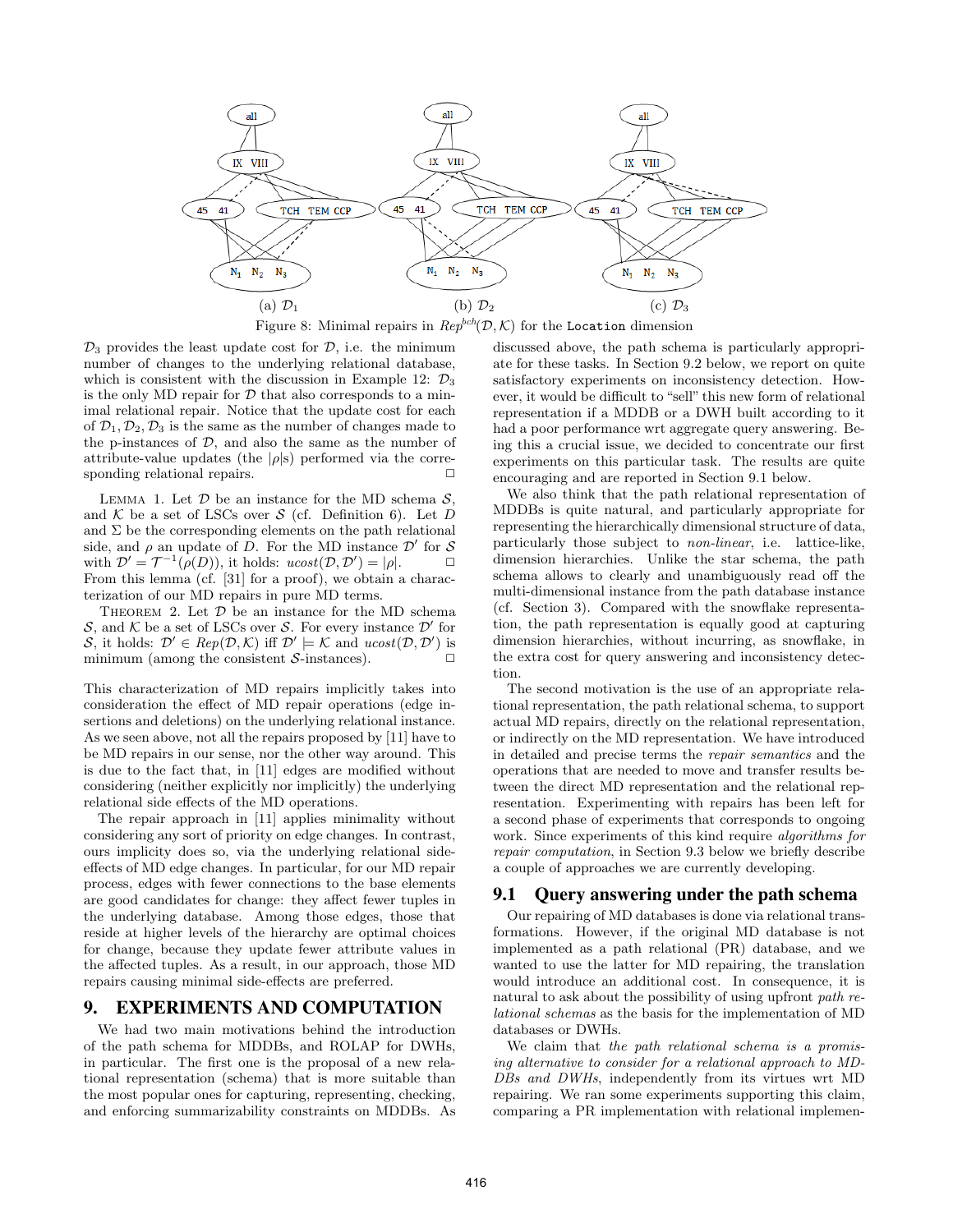(a) $\mathcal{D}_1$ (b) $\mathcal{D}_2$ (c) $\mathcal{D}_3$

Figure 8: Minimal repairs in $Rep^{bch}(\mathcal{D}, \mathcal{K})$ for the Location dimension

$\mathcal{D}_3$ provides the least update cost for $\mathcal{D}$, i.e. the minimum number of changes to the underlying relational database, which is consistent with the discussion in Example 12: $\mathcal{D}_3$ is the only MD repair for $\mathcal{D}$ that also corresponds to a minimal relational repair. Notice that the update cost for each of $\mathcal{D}_1, \mathcal{D}_2, \mathcal{D}_3$ is the same as the number of changes made to the p-instances of $\mathcal{D}$, and also the same as the number of attribute-value updates (the $|\rho|$s) performed via the corresponding relational repairs. □

Lemma 1. Let $\mathcal{D}$ be an instance for the MD schema $\mathcal{S}$, and $\mathcal{K}$ be a set of LSCs over $\mathcal{S}$ (cf. Definition 6). Let $D$ and $\Sigma$ be the corresponding elements on the path relational side, and $\rho$ an update of $D$. For the MD instance $\mathcal{D}'$ for $\mathcal{S}$ with $\mathcal{D}' = \mathcal{T}^{-1}(\rho(D))$, it holds: $ucost(\mathcal{D}, \mathcal{D}') = |\rho|$. □

From this lemma (cf. [31] for a proof), we obtain a characterization of our MD repairs in pure MD terms.

Theorem 2. Let $\mathcal{D}$ be an instance for the MD schema $\mathcal{S}$, and $\mathcal{K}$ be a set of LSCs over $\mathcal{S}$. For every instance $\mathcal{D}'$ for $\mathcal{S}$, it holds: $\mathcal{D}' \in Rep(\mathcal{D}, \mathcal{K})$ iff $\mathcal{D}' \models \mathcal{K}$ and $ucost(\mathcal{D}, \mathcal{D}')$ is minimum (among the consistent $\mathcal{S}$-instances). □

This characterization of MD repairs implicitly takes into consideration the effect of MD repair operations (edge insertions and deletions) on the underlying relational instance. As we seen above, not all the repairs proposed by [11] have to be MD repairs in our sense, nor the other way around. This is due to the fact that, in [11] edges are modified without considering (neither explicitly nor implicitly) the underlying relational side effects of the MD operations.

The repair approach in [11] applies minimality without considering any sort of priority on edge changes. In contrast, ours implicity does so, via the underlying relational side-effects of MD edge changes. In particular, for our MD repair process, edges with fewer connections to the base elements are good candidates for change: they affect fewer tuples in the underlying database. Among those edges, those that reside at higher levels of the hierarchy are optimal choices for change, because they update fewer attribute values in the affected tuples. As a result, in our approach, those MD repairs causing minimal side-effects are preferred.

# 9. EXPERIMENTS AND COMPUTATION

We had two main motivations behind the introduction of the path schema for MDDBs, and ROLAP for DWHs, in particular. The first one is the proposal of a new relational representation (schema) that is more suitable than the most popular ones for capturing, representing, checking, and enforcing summarizability constraints on MDDBs. As discussed above, the path schema is particularly appropriate for these tasks. In Section 9.2 below, we report on quite satisfactory experiments on inconsistency detection. However, it would be difficult to "sell" this new form of relational representation if a MDDB or a DWH built according to it had a poor performance wrt aggregate query answering. Being this a crucial issue, we decided to concentrate our first experiments on this particular task. The results are quite encouraging and are reported in Section 9.1 below.

We also think that the path relational representation of MDDBs is quite natural, and particularly appropriate for representing the hierarchically dimensional structure of data, particularly those subject to *non-linear*, i.e. lattice-like, dimension hierarchies. Unlike the star schema, the path schema allows to clearly and unambiguously read off the multi-dimensional instance from the path database instance (cf. Section 3). Compared with the snowflake representation, the path representation is equally good at capturing dimension hierarchies, without incurring, as snowflake, in the extra cost for query answering and inconsistency detection.

The second motivation is the use of an appropriate relational representation, the path relational schema, to support actual MD repairs, directly on the relational representation, or indirectly on the MD representation. We have introduced in detailed and precise terms the *repair semantics* and the operations that are needed to move and transfer results between the direct MD representation and the relational representation. Experimenting with repairs has been left for a second phase of experiments that corresponds to ongoing work. Since experiments of this kind require *algorithms for repair computation*, in Section 9.3 below we briefly describe a couple of approaches we are currently developing.

## 9.1 Query answering under the path schema

Our repairing of MD databases is done via relational transformations. However, if the original MD database is not implemented as a path relational (PR) database, and we wanted to use the latter for MD repairing, the translation would introduce an additional cost. In consequence, it is natural to ask about the possibility of using upfront *path relational schemas* as the basis for the implementation of MD databases or DWHs.

We claim that *the path relational schema is a promising alternative to consider for a relational approach to MDDBs and DWHs*, independently from its virtues wrt MD repairing. We ran some experiments supporting this claim, comparing a PR implementation with relational implemen-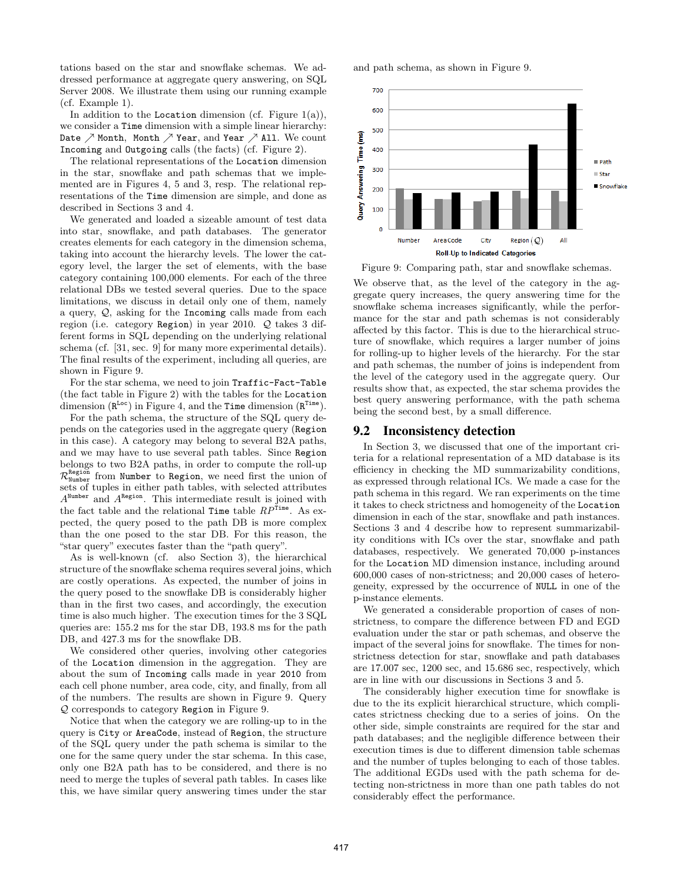tations based on the star and snowflake schemas. We addressed performance at aggregate query answering, on SQL Server 2008. We illustrate them using our running example (cf. Example 1).

In addition to the Location dimension (cf. Figure 1(a)), we consider a Time dimension with a simple linear hierarchy: Date ↗ Month, Month ↗ Year, and Year ↗ All. We count Incoming and Outgoing calls (the facts) (cf. Figure 2).

The relational representations of the Location dimension in the star, snowflake and path schemas that we implemented are in Figures 4, 5 and 3, resp. The relational representations of the Time dimension are simple, and done as described in Sections 3 and 4.

We generated and loaded a sizeable amount of test data into star, snowflake, and path databases. The generator creates elements for each category in the dimension schema, taking into account the hierarchy levels. The lower the category level, the larger the set of elements, with the base category containing 100,000 elements. For each of the three relational DBs we tested several queries. Due to the space limitations, we discuss in detail only one of them, namely a query, $\mathcal{Q}$, asking for the Incoming calls made from each region (i.e. category Region) in year 2010. $\mathcal{Q}$ takes 3 different forms in SQL depending on the underlying relational schema (cf. [31, sec. 9] for many more experimental details). The final results of the experiment, including all queries, are shown in Figure 9.

For the star schema, we need to join Traffic-Fact-Table (the fact table in Figure 2) with the tables for the Location dimension ($\mathtt{R}^{\mathtt{Loc}}$) in Figure 4, and the Time dimension ($\mathtt{R}^{\mathtt{Time}}$).

For the path schema, the structure of the SQL query depends on the categories used in the aggregate query (Region in this case). A category may belong to several B2A paths, and we may have to use several path tables. Since Region belongs to two B2A paths, in order to compute the roll-up $\mathcal{R}^{\mathtt{Region}}_{\mathtt{Number}}$ from Number to Region, we need first the union of sets of tuples in either path tables, with selected attributes $A^{\mathtt{Number}}$ and $A^{\mathtt{Region}}$. This intermediate result is joined with the fact table and the relational Time table $RP^{\mathtt{Time}}$. As expected, the query posed to the path DB is more complex than the one posed to the star DB. For this reason, the "star query" executes faster than the "path query".

As is well-known (cf. also Section 3), the hierarchical structure of the snowflake schema requires several joins, which are costly operations. As expected, the number of joins in the query posed to the snowflake DB is considerably higher than in the first two cases, and accordingly, the execution time is also much higher. The execution times for the 3 SQL queries are: 155.2 ms for the star DB, 193.8 ms for the path DB, and 427.3 ms for the snowflake DB.

We considered other queries, involving other categories of the Location dimension in the aggregation. They are about the sum of Incoming calls made in year 2010 from each cell phone number, area code, city, and finally, from all of the numbers. The results are shown in Figure 9. Query $\mathcal{Q}$ corresponds to category Region in Figure 9.

Notice that when the category we are rolling-up to in the query is City or AreaCode, instead of Region, the structure of the SQL query under the path schema is similar to the one for the same query under the star schema. In this case, only one B2A path has to be considered, and there is no need to merge the tuples of several path tables. In cases like this, we have similar query answering times under the star and path schema, as shown in Figure 9.

Figure 9: Comparing path, star and snowflake schemas.

We observe that, as the level of the category in the aggregate query increases, the query answering time for the snowflake schema increases significantly, while the performance for the star and path schemas is not considerably affected by this factor. This is due to the hierarchical structure of snowflake, which requires a larger number of joins for rolling-up to higher levels of the hierarchy. For the star and path schemas, the number of joins is independent from the level of the category used in the aggregate query. Our results show that, as expected, the star schema provides the best query answering performance, with the path schema being the second best, by a small difference.

## 9.2 Inconsistency detection

In Section 3, we discussed that one of the important criteria for a relational representation of a MD database is its efficiency in checking the MD summarizability conditions, as expressed through relational ICs. We made a case for the path schema in this regard. We ran experiments on the time it takes to check strictness and homogeneity of the Location dimension in each of the star, snowflake and path instances. Sections 3 and 4 describe how to represent summarizability conditions with ICs over the star, snowflake and path databases, respectively. We generated 70,000 p-instances for the Location MD dimension instance, including around 600,000 cases of non-strictness; and 20,000 cases of heterogeneity, expressed by the occurrence of NULL in one of the p-instance elements.

We generated a considerable proportion of cases of non-strictness, to compare the difference between FD and EGD evaluation under the star or path schemas, and observe the impact of the several joins for snowflake. The times for non-strictness detection for star, snowflake and path databases are 17.007 sec, 1200 sec, and 15.686 sec, respectively, which are in line with our discussions in Sections 3 and 5.

The considerably higher execution time for snowflake is due to the its explicit hierarchical structure, which complicates strictness checking due to a series of joins. On the other side, simple constraints are required for the star and path databases; and the negligible difference between their execution times is due to different dimension table schemas and the number of tuples belonging to each of those tables. The additional EGDs used with the path schema for detecting non-strictness in more than one path tables do not considerably effect the performance.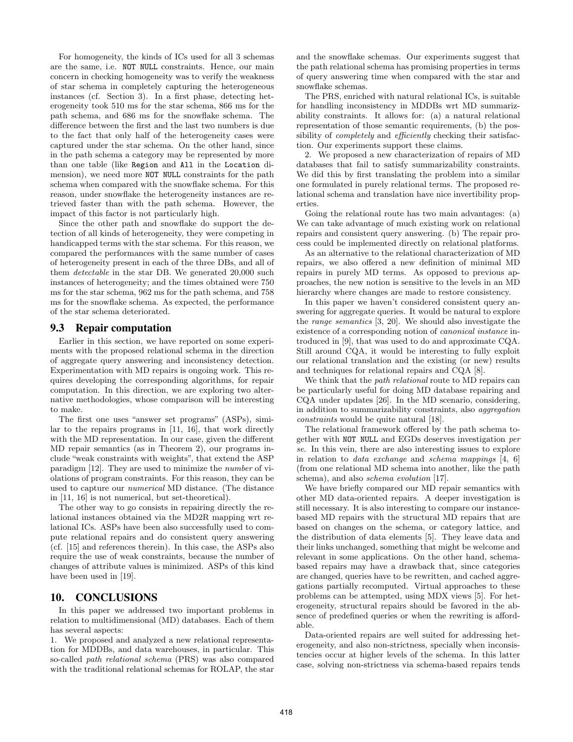For homogeneity, the kinds of ICs used for all 3 schemas are the same, i.e. `NOT NULL` constraints. Hence, our main concern in checking homogeneity was to verify the weakness of star schema in completely capturing the heterogeneous instances (cf. Section 3). In a first phase, detecting heterogeneity took 510 ms for the star schema, 866 ms for the path schema, and 686 ms for the snowflake schema. The difference between the first and the last two numbers is due to the fact that only half of the heterogeneity cases were captured under the star schema. On the other hand, since in the path schema a category may be represented by more than one table (like `Region` and `All` in the `Location` dimension), we need more `NOT NULL` constraints for the path schema when compared with the snowflake schema. For this reason, under snowflake the heterogeneity instances are retrieved faster than with the path schema. However, the impact of this factor is not particularly high.

Since the other path and snowflake do support the detection of all kinds of heterogeneity, they were competing in handicapped terms with the star schema. For this reason, we compared the performances with the same number of cases of heterogeneity present in each of the three DBs, and all of them *detectable* in the star DB. We generated 20,000 such instances of heterogeneity; and the times obtained were 750 ms for the star schema, 962 ms for the path schema, and 758 ms for the snowflake schema. As expected, the performance of the star schema deteriorated.

### 9.3 Repair computation

Earlier in this section, we have reported on some experiments with the proposed relational schema in the direction of aggregate query answering and inconsistency detection. Experimentation with MD repairs is ongoing work. This requires developing the corresponding algorithms, for repair computation. In this direction, we are exploring two alternative methodologies, whose comparison will be interesting to make.

The first one uses "answer set programs" (ASPs), similar to the repairs programs in [11, 16], that work directly with the MD representation. In our case, given the different MD repair semantics (as in Theorem 2), our programs include "weak constraints with weights", that extend the ASP paradigm [12]. They are used to minimize the *number* of violations of program constraints. For this reason, they can be used to capture our *numerical* MD distance. (The distance in [11, 16] is not numerical, but set-theoretical).

The other way to go consists in repairing directly the relational instances obtained via the MD2R mapping wrt relational ICs. ASPs have been also successfully used to compute relational repairs and do consistent query answering (cf. [15] and references therein). In this case, the ASPs also require the use of weak constraints, because the number of changes of attribute values is minimized. ASPs of this kind have been used in [19].

## 10. CONCLUSIONS

In this paper we addressed two important problems in relation to multidimensional (MD) databases. Each of them has several aspects:

1. We proposed and analyzed a new relational representation for MDDBs, and data warehouses, in particular. This so-called *path relational schema* (PRS) was also compared with the traditional relational schemas for ROLAP, the star and the snowflake schemas. Our experiments suggest that the path relational schema has promising properties in terms of query answering time when compared with the star and snowflake schemas.

The PRS, enriched with natural relational ICs, is suitable for handling inconsistency in MDDBs wrt MD summarizability constraints. It allows for: (a) a natural relational representation of those semantic requirements, (b) the possibility of *completely* and *efficiently* checking their satisfaction. Our experiments support these claims.

2. We proposed a new characterization of repairs of MD databases that fail to satisfy summarizability constraints. We did this by first translating the problem into a similar one formulated in purely relational terms. The proposed relational schema and translation have nice invertibility properties.

Going the relational route has two main advantages: (a) We can take advantage of much existing work on relational repairs and consistent query answering. (b) The repair process could be implemented directly on relational platforms.

As an alternative to the relational characterization of MD repairs, we also offered a new definition of minimal MD repairs in purely MD terms. As opposed to previous approaches, the new notion is sensitive to the levels in an MD hierarchy where changes are made to restore consistency.

In this paper we haven't considered consistent query answering for aggregate queries. It would be natural to explore the *range semantics* [3, 20]. We should also investigate the existence of a corresponding notion of *canonical instance* introduced in [9], that was used to do and approximate CQA. Still around CQA, it would be interesting to fully exploit our relational translation and the existing (or new) results and techniques for relational repairs and CQA [8].

We think that the *path relational* route to MD repairs can be particularly useful for doing MD database repairing and CQA under updates [26]. In the MD scenario, considering, in addition to summarizability constraints, also *aggregation constraints* would be quite natural [18].

The relational framework offered by the path schema together with `NOT NULL` and EGDs deserves investigation *per se*. In this vein, there are also interesting issues to explore in relation to *data exchange* and *schema mappings* [4, 6] (from one relational MD schema into another, like the path schema), and also *schema evolution* [17].

We have briefly compared our MD repair semantics with other MD data-oriented repairs. A deeper investigation is still necessary. It is also interesting to compare our instance-based MD repairs with the structural MD repairs that are based on changes on the schema, or category lattice, and the distribution of data elements [5]. They leave data and their links unchanged, something that might be welcome and relevant in some applications. On the other hand, schema-based repairs may have a drawback that, since categories are changed, queries have to be rewritten, and cached aggregations partially recomputed. Virtual approaches to these problems can be attempted, using MDX views [5]. For heterogeneity, structural repairs should be favored in the absence of predefined queries or when the rewriting is affordable.

Data-oriented repairs are well suited for addressing heterogeneity, and also non-strictness, specially when inconsistencies occur at higher levels of the schema. In this latter case, solving non-strictness via schema-based repairs tends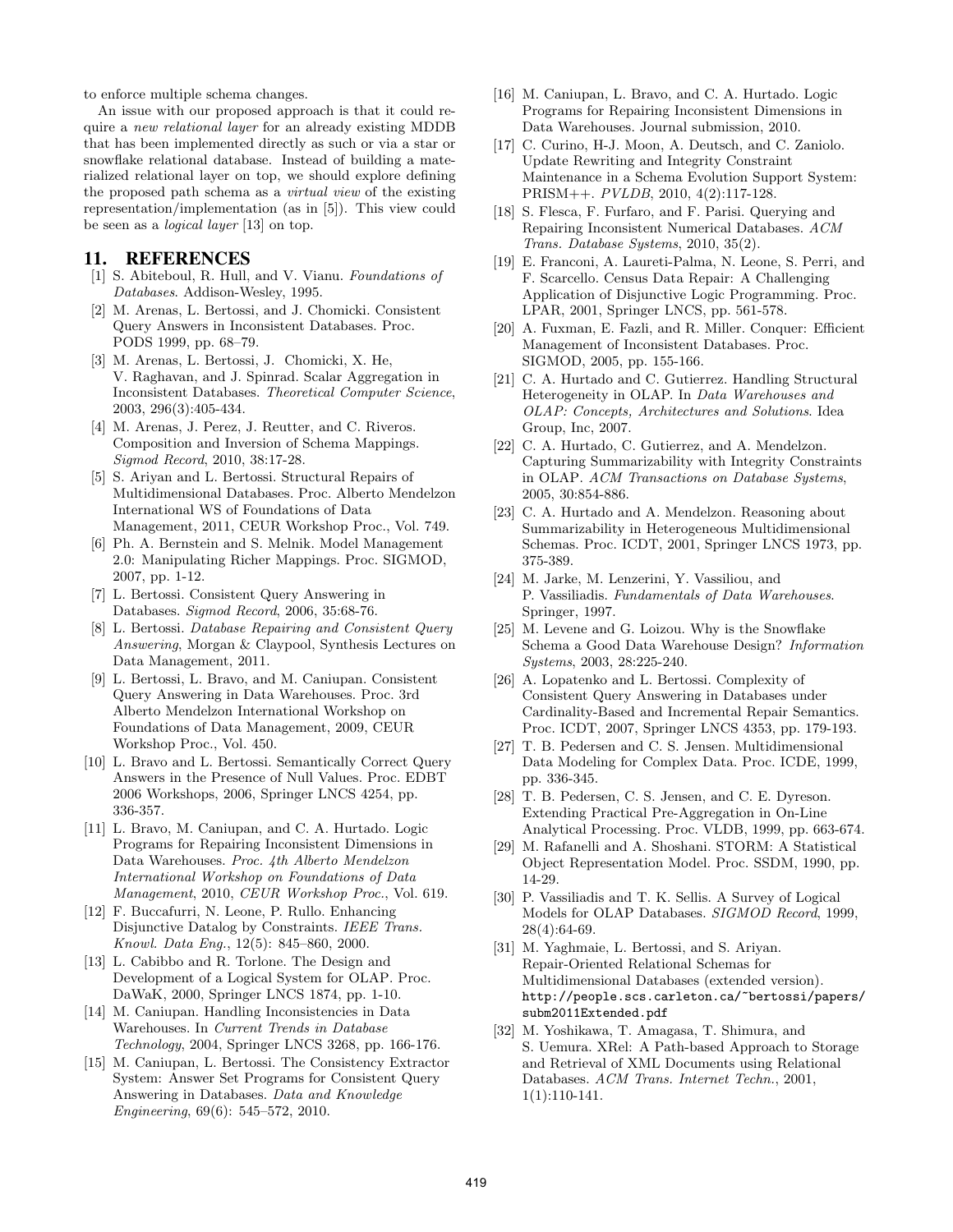to enforce multiple schema changes.

An issue with our proposed approach is that it could require a *new relational layer* for an already existing MDDB that has been implemented directly as such or via a star or snowflake relational database. Instead of building a materialized relational layer on top, we should explore defining the proposed path schema as a *virtual view* of the existing representation/implementation (as in [5]). This view could be seen as a *logical layer* [13] on top.

## 11. REFERENCES

[1] S. Abiteboul, R. Hull, and V. Vianu. *Foundations of Databases*. Addison-Wesley, 1995.

[2] M. Arenas, L. Bertossi, and J. Chomicki. Consistent Query Answers in Inconsistent Databases. Proc. PODS 1999, pp. 68–79.

[3] M. Arenas, L. Bertossi, J. Chomicki, X. He, V. Raghavan, and J. Spinrad. Scalar Aggregation in Inconsistent Databases. *Theoretical Computer Science*, 2003, 296(3):405-434.

[4] M. Arenas, J. Perez, J. Reutter, and C. Riveros. Composition and Inversion of Schema Mappings. *Sigmod Record*, 2010, 38:17-28.

[5] S. Ariyan and L. Bertossi. Structural Repairs of Multidimensional Databases. Proc. Alberto Mendelzon International WS of Foundations of Data Management, 2011, CEUR Workshop Proc., Vol. 749.

[6] Ph. A. Bernstein and S. Melnik. Model Management 2.0: Manipulating Richer Mappings. Proc. SIGMOD, 2007, pp. 1-12.

[7] L. Bertossi. Consistent Query Answering in Databases. *Sigmod Record*, 2006, 35:68-76.

[8] L. Bertossi. *Database Repairing and Consistent Query Answering*, Morgan & Claypool, Synthesis Lectures on Data Management, 2011.

[9] L. Bertossi, L. Bravo, and M. Caniupan. Consistent Query Answering in Data Warehouses. Proc. 3rd Alberto Mendelzon International Workshop on Foundations of Data Management, 2009, CEUR Workshop Proc., Vol. 450.

[10] L. Bravo and L. Bertossi. Semantically Correct Query Answers in the Presence of Null Values. Proc. EDBT 2006 Workshops, 2006, Springer LNCS 4254, pp. 336-357.

[11] L. Bravo, M. Caniupan, and C. A. Hurtado. Logic Programs for Repairing Inconsistent Dimensions in Data Warehouses. *Proc. 4th Alberto Mendelzon International Workshop on Foundations of Data Management*, 2010, *CEUR Workshop Proc.*, Vol. 619.

[12] F. Buccafurri, N. Leone, P. Rullo. Enhancing Disjunctive Datalog by Constraints. *IEEE Trans. Knowl. Data Eng.*, 12(5): 845–860, 2000.

[13] L. Cabibbo and R. Torlone. The Design and Development of a Logical System for OLAP. Proc. DaWaK, 2000, Springer LNCS 1874, pp. 1-10.

[14] M. Caniupan. Handling Inconsistencies in Data Warehouses. In *Current Trends in Database Technology*, 2004, Springer LNCS 3268, pp. 166-176.

[15] M. Caniupan, L. Bertossi. The Consistency Extractor System: Answer Set Programs for Consistent Query Answering in Databases. *Data and Knowledge Engineering*, 69(6): 545–572, 2010.

[16] M. Caniupan, L. Bravo, and C. A. Hurtado. Logic Programs for Repairing Inconsistent Dimensions in Data Warehouses. Journal submission, 2010.

[17] C. Curino, H-J. Moon, A. Deutsch, and C. Zaniolo. Update Rewriting and Integrity Constraint Maintenance in a Schema Evolution Support System: PRISM++. *PVLDB*, 2010, 4(2):117-128.

[18] S. Flesca, F. Furfaro, and F. Parisi. Querying and Repairing Inconsistent Numerical Databases. *ACM Trans. Database Systems*, 2010, 35(2).

[19] E. Franconi, A. Laureti-Palma, N. Leone, S. Perri, and F. Scarcello. Census Data Repair: A Challenging Application of Disjunctive Logic Programming. Proc. LPAR, 2001, Springer LNCS, pp. 561-578.

[20] A. Fuxman, E. Fazli, and R. Miller. Conquer: Efficient Management of Inconsistent Databases. Proc. SIGMOD, 2005, pp. 155-166.

[21] C. A. Hurtado and C. Gutierrez. Handling Structural Heterogeneity in OLAP. In *Data Warehouses and OLAP: Concepts, Architectures and Solutions*. Idea Group, Inc, 2007.

[22] C. A. Hurtado, C. Gutierrez, and A. Mendelzon. Capturing Summarizability with Integrity Constraints in OLAP. *ACM Transactions on Database Systems*, 2005, 30:854-886.

[23] C. A. Hurtado and A. Mendelzon. Reasoning about Summarizability in Heterogeneous Multidimensional Schemas. Proc. ICDT, 2001, Springer LNCS 1973, pp. 375-389.

[24] M. Jarke, M. Lenzerini, Y. Vassiliou, and P. Vassiliadis. *Fundamentals of Data Warehouses*. Springer, 1997.

[25] M. Levene and G. Loizou. Why is the Snowflake Schema a Good Data Warehouse Design? *Information Systems*, 2003, 28:225-240.

[26] A. Lopatenko and L. Bertossi. Complexity of Consistent Query Answering in Databases under Cardinality-Based and Incremental Repair Semantics. Proc. ICDT, 2007, Springer LNCS 4353, pp. 179-193.

[27] T. B. Pedersen and C. S. Jensen. Multidimensional Data Modeling for Complex Data. Proc. ICDE, 1999, pp. 336-345.

[28] T. B. Pedersen, C. S. Jensen, and C. E. Dyreson. Extending Practical Pre-Aggregation in On-Line Analytical Processing. Proc. VLDB, 1999, pp. 663-674.

[29] M. Rafanelli and A. Shoshani. STORM: A Statistical Object Representation Model. Proc. SSDM, 1990, pp. 14-29.

[30] P. Vassiliadis and T. K. Sellis. A Survey of Logical Models for OLAP Databases. *SIGMOD Record*, 1999, 28(4):64-69.

[31] M. Yaghmaie, L. Bertossi, and S. Ariyan. Repair-Oriented Relational Schemas for Multidimensional Databases (extended version). http://people.scs.carleton.ca/~bertossi/papers/subm2011Extended.pdf

[32] M. Yoshikawa, T. Amagasa, T. Shimura, and S. Uemura. XRel: A Path-based Approach to Storage and Retrieval of XML Documents using Relational Databases. *ACM Trans. Internet Techn.*, 2001, 1(1):110-141.